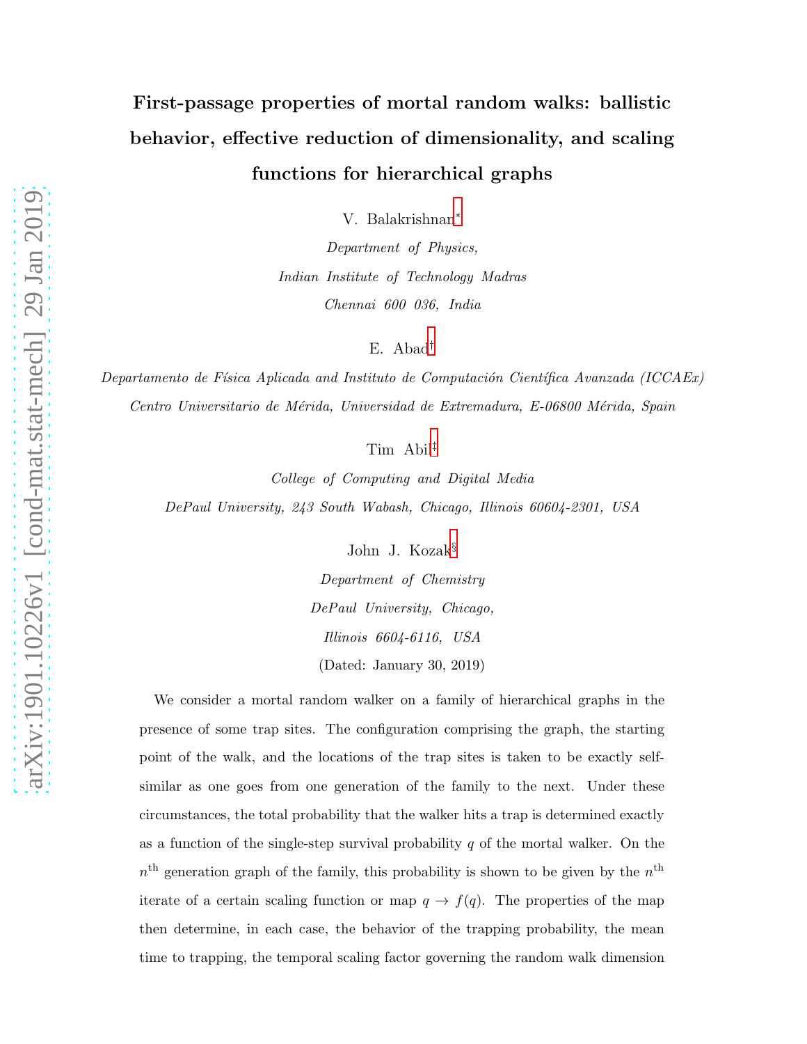# First-passage properties of mortal random walks: ballistic behavior, effective reduction of dimensionality, and scaling functions for hierarchical graphs

V. Balakrishnan[*]

*Department of Physics,*

*Indian Institute of Technology Madras*

*Chennai 600 036, India*

E. Abad[†]

*Departamento de Física Aplicada and Instituto de Computación Científica Avanzada (ICCAEx)*

*Centro Universitario de Mérida, Universidad de Extremadura, E-06800 Mérida, Spain*

Tim Abil[‡]

*College of Computing and Digital Media*

*DePaul University, 243 South Wabash, Chicago, Illinois 60604-2301, USA*

John J. Kozak[§]

*Department of Chemistry*

*DePaul University, Chicago,*

*Illinois 6604-6116, USA*

(Dated: January 30, 2019)

We consider a mortal random walker on a family of hierarchical graphs in the presence of some trap sites. The configuration comprising the graph, the starting point of the walk, and the locations of the trap sites is taken to be exactly self-similar as one goes from one generation of the family to the next. Under these circumstances, the total probability that the walker hits a trap is determined exactly as a function of the single-step survival probability $q$ of the mortal walker. On the $n^{\text{th}}$ generation graph of the family, this probability is shown to be given by the $n^{\text{th}}$ iterate of a certain scaling function or map $q \to f(q)$. The properties of the map then determine, in each case, the behavior of the trapping probability, the mean time to trapping, the temporal scaling factor governing the random walk dimension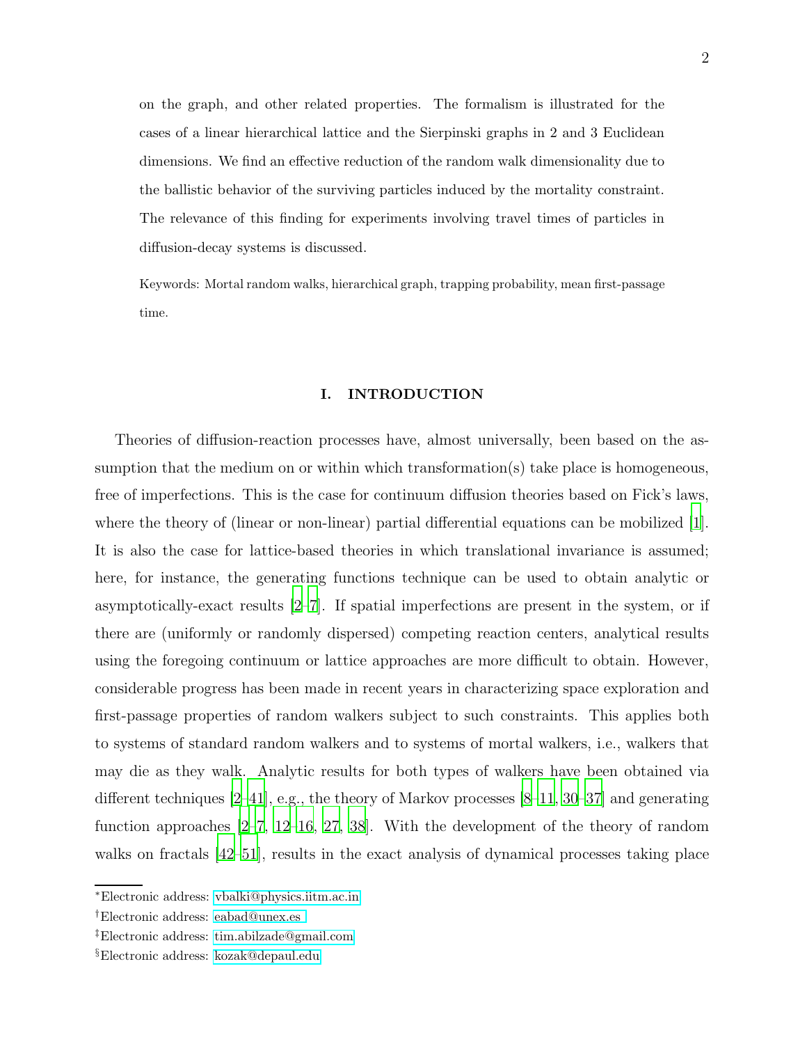on the graph, and other related properties. The formalism is illustrated for the cases of a linear hierarchical lattice and the Sierpinski graphs in 2 and 3 Euclidean dimensions. We find an effective reduction of the random walk dimensionality due to the ballistic behavior of the surviving particles induced by the mortality constraint. The relevance of this finding for experiments involving travel times of particles in diffusion-decay systems is discussed.

Keywords: Mortal random walks, hierarchical graph, trapping probability, mean first-passage time.

## I. INTRODUCTION

Theories of diffusion-reaction processes have, almost universally, been based on the assumption that the medium on or within which transformation(s) take place is homogeneous, free of imperfections. This is the case for continuum diffusion theories based on Fick's laws, where the theory of (linear or non-linear) partial differential equations can be mobilized [1]. It is also the case for lattice-based theories in which translational invariance is assumed; here, for instance, the generating functions technique can be used to obtain analytic or asymptotically-exact results [2–7]. If spatial imperfections are present in the system, or if there are (uniformly or randomly dispersed) competing reaction centers, analytical results using the foregoing continuum or lattice approaches are more difficult to obtain. However, considerable progress has been made in recent years in characterizing space exploration and first-passage properties of random walkers subject to such constraints. This applies both to systems of standard random walkers and to systems of mortal walkers, i.e., walkers that may die as they walk. Analytic results for both types of walkers have been obtained via different techniques [2–41], e.g., the theory of Markov processes [8–11, 30–37] and generating function approaches [2–7, 12–16, 27, 38]. With the development of the theory of random walks on fractals [42–51], results in the exact analysis of dynamical processes taking place

*Electronic address: vbalki@physics.iitm.ac.in

†Electronic address: eabad@unex.es

‡Electronic address: tim.abilzade@gmail.com

§Electronic address: kozak@depaul.edu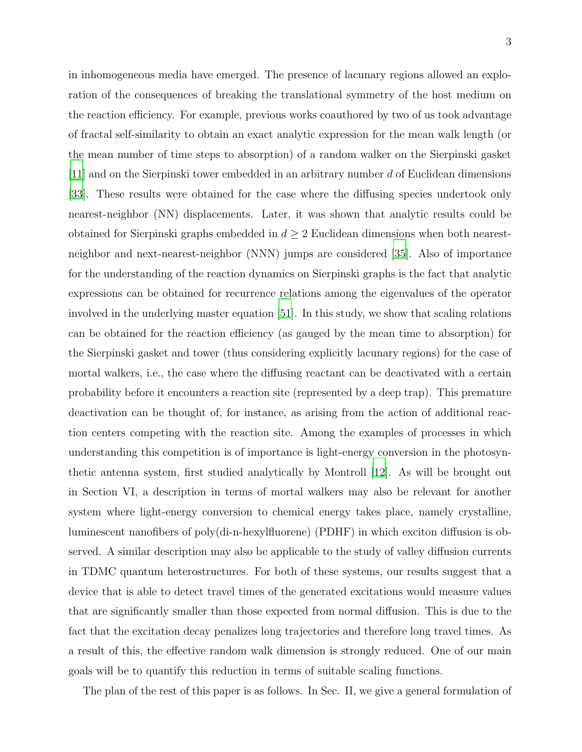in inhomogeneous media have emerged. The presence of lacunary regions allowed an exploration of the consequences of breaking the translational symmetry of the host medium on the reaction efficiency. For example, previous works coauthored by two of us took advantage of fractal self-similarity to obtain an exact analytic expression for the mean walk length (or the mean number of time steps to absorption) of a random walker on the Sierpinski gasket [11] and on the Sierpinski tower embedded in an arbitrary number $d$ of Euclidean dimensions [33]. These results were obtained for the case where the diffusing species undertook only nearest-neighbor (NN) displacements. Later, it was shown that analytic results could be obtained for Sierpinski graphs embedded in $d \geq 2$ Euclidean dimensions when both nearest-neighbor and next-nearest-neighbor (NNN) jumps are considered [35]. Also of importance for the understanding of the reaction dynamics on Sierpinski graphs is the fact that analytic expressions can be obtained for recurrence relations among the eigenvalues of the operator involved in the underlying master equation [51]. In this study, we show that scaling relations can be obtained for the reaction efficiency (as gauged by the mean time to absorption) for the Sierpinski gasket and tower (thus considering explicitly lacunary regions) for the case of mortal walkers, i.e., the case where the diffusing reactant can be deactivated with a certain probability before it encounters a reaction site (represented by a deep trap). This premature deactivation can be thought of, for instance, as arising from the action of additional reaction centers competing with the reaction site. Among the examples of processes in which understanding this competition is of importance is light-energy conversion in the photosynthetic antenna system, first studied analytically by Montroll [12]. As will be brought out in Section VI, a description in terms of mortal walkers may also be relevant for another system where light-energy conversion to chemical energy takes place, namely crystalline, luminescent nanofibers of poly(di-n-hexylfluorene) (PDHF) in which exciton diffusion is observed. A similar description may also be applicable to the study of valley diffusion currents in TDMC quantum heterostructures. For both of these systems, our results suggest that a device that is able to detect travel times of the generated excitations would measure values that are significantly smaller than those expected from normal diffusion. This is due to the fact that the excitation decay penalizes long trajectories and therefore long travel times. As a result of this, the effective random walk dimension is strongly reduced. One of our main goals will be to quantify this reduction in terms of suitable scaling functions.

The plan of the rest of this paper is as follows. In Sec. II, we give a general formulation of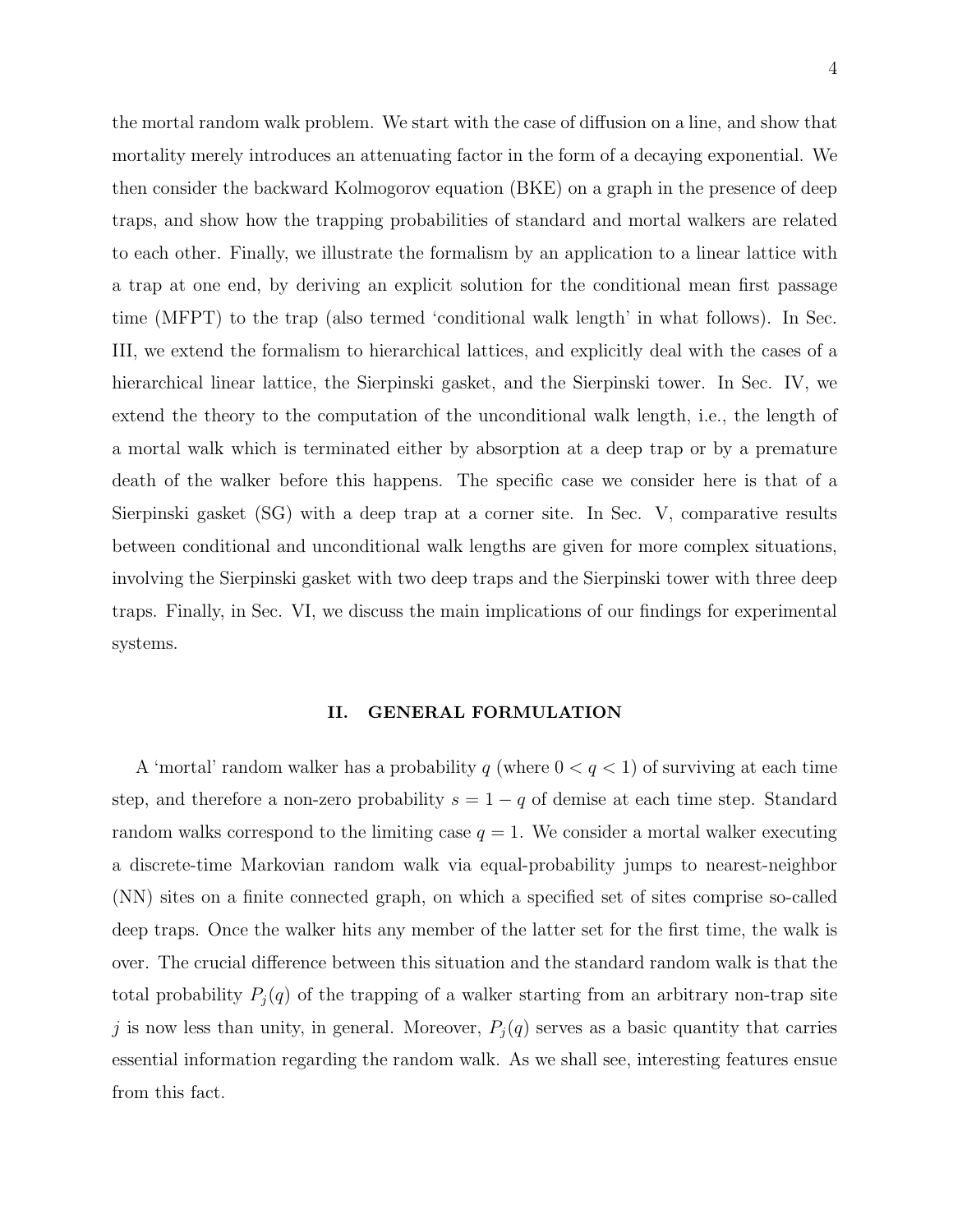the mortal random walk problem. We start with the case of diffusion on a line, and show that mortality merely introduces an attenuating factor in the form of a decaying exponential. We then consider the backward Kolmogorov equation (BKE) on a graph in the presence of deep traps, and show how the trapping probabilities of standard and mortal walkers are related to each other. Finally, we illustrate the formalism by an application to a linear lattice with a trap at one end, by deriving an explicit solution for the conditional mean first passage time (MFPT) to the trap (also termed 'conditional walk length' in what follows). In Sec. III, we extend the formalism to hierarchical lattices, and explicitly deal with the cases of a hierarchical linear lattice, the Sierpinski gasket, and the Sierpinski tower. In Sec. IV, we extend the theory to the computation of the unconditional walk length, i.e., the length of a mortal walk which is terminated either by absorption at a deep trap or by a premature death of the walker before this happens. The specific case we consider here is that of a Sierpinski gasket (SG) with a deep trap at a corner site. In Sec. V, comparative results between conditional and unconditional walk lengths are given for more complex situations, involving the Sierpinski gasket with two deep traps and the Sierpinski tower with three deep traps. Finally, in Sec. VI, we discuss the main implications of our findings for experimental systems.

## II. GENERAL FORMULATION

A 'mortal' random walker has a probability $q$ (where $0 < q < 1$) of surviving at each time step, and therefore a non-zero probability $s = 1 - q$ of demise at each time step. Standard random walks correspond to the limiting case $q = 1$. We consider a mortal walker executing a discrete-time Markovian random walk via equal-probability jumps to nearest-neighbor (NN) sites on a finite connected graph, on which a specified set of sites comprise so-called deep traps. Once the walker hits any member of the latter set for the first time, the walk is over. The crucial difference between this situation and the standard random walk is that the total probability $P_j(q)$ of the trapping of a walker starting from an arbitrary non-trap site $j$ is now less than unity, in general. Moreover, $P_j(q)$ serves as a basic quantity that carries essential information regarding the random walk. As we shall see, interesting features ensue from this fact.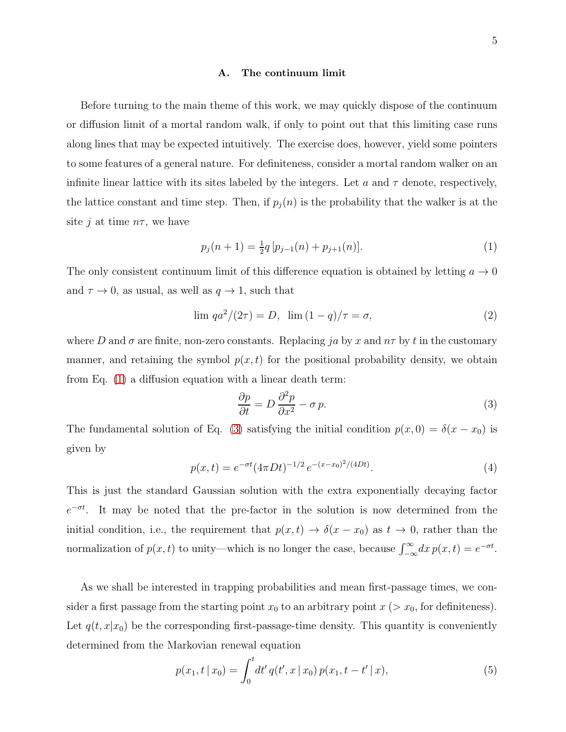### A. The continuum limit

Before turning to the main theme of this work, we may quickly dispose of the continuum or diffusion limit of a mortal random walk, if only to point out that this limiting case runs along lines that may be expected intuitively. The exercise does, however, yield some pointers to some features of a general nature. For definiteness, consider a mortal random walker on an infinite linear lattice with its sites labeled by the integers. Let $a$ and $\tau$ denote, respectively, the lattice constant and time step. Then, if $p_j(n)$ is the probability that the walker is at the site $j$ at time $n\tau$, we have

$$p_j(n+1) = \tfrac{1}{2}q\,[p_{j-1}(n) + p_{j+1}(n)]. \tag{1}$$

The only consistent continuum limit of this difference equation is obtained by letting $a \to 0$ and $\tau \to 0$, as usual, as well as $q \to 1$, such that

$$\lim\, qa^2/(2\tau) = D, \;\; \lim\,(1-q)/\tau = \sigma, \tag{2}$$

where $D$ and $\sigma$ are finite, non-zero constants. Replacing $ja$ by $x$ and $n\tau$ by $t$ in the customary manner, and retaining the symbol $p(x,t)$ for the positional probability density, we obtain from Eq. (1) a diffusion equation with a linear death term:

$$\frac{\partial p}{\partial t} = D\,\frac{\partial^2 p}{\partial x^2} - \sigma\, p. \tag{3}$$

The fundamental solution of Eq. (3) satisfying the initial condition $p(x,0) = \delta(x - x_0)$ is given by

$$p(x,t) = e^{-\sigma t}(4\pi D t)^{-1/2}\, e^{-(x-x_0)^2/(4Dt)}. \tag{4}$$

This is just the standard Gaussian solution with the extra exponentially decaying factor $e^{-\sigma t}$. It may be noted that the pre-factor in the solution is now determined from the initial condition, i.e., the requirement that $p(x,t) \to \delta(x - x_0)$ as $t \to 0$, rather than the normalization of $p(x,t)$ to unity—which is no longer the case, because $\int_{-\infty}^{\infty} dx\, p(x,t) = e^{-\sigma t}$.

As we shall be interested in trapping probabilities and mean first-passage times, we consider a first passage from the starting point $x_0$ to an arbitrary point $x$ ($> x_0$, for definiteness). Let $q(t, x|x_0)$ be the corresponding first-passage-time density. This quantity is conveniently determined from the Markovian renewal equation

$$p(x_1, t\,|\,x_0) = \int_0^t dt'\, q(t', x\,|\,x_0)\, p(x_1, t - t'\,|\,x), \tag{5}$$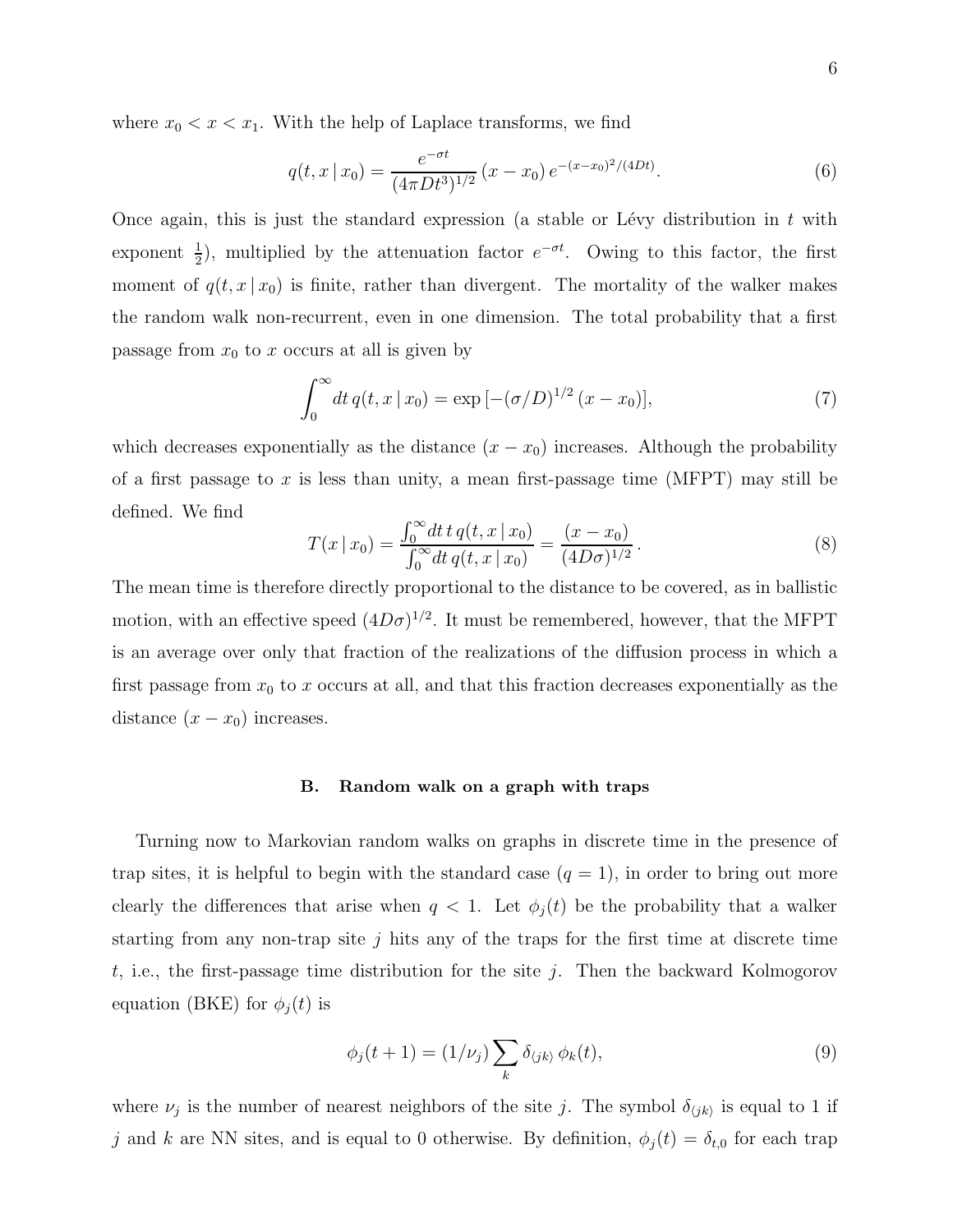where $x_0 < x < x_1$. With the help of Laplace transforms, we find

$$q(t, x \,|\, x_0) = \frac{e^{-\sigma t}}{(4\pi D t^3)^{1/2}} \, (x - x_0) \, e^{-(x-x_0)^2/(4Dt)}. \tag{6}$$

Once again, this is just the standard expression (a stable or Lévy distribution in $t$ with exponent $\frac{1}{2}$), multiplied by the attenuation factor $e^{-\sigma t}$. Owing to this factor, the first moment of $q(t, x \,|\, x_0)$ is finite, rather than divergent. The mortality of the walker makes the random walk non-recurrent, even in one dimension. The total probability that a first passage from $x_0$ to $x$ occurs at all is given by

$$\int_0^\infty dt \, q(t, x \,|\, x_0) = \exp\left[-(\sigma/D)^{1/2} \, (x - x_0)\right], \tag{7}$$

which decreases exponentially as the distance $(x - x_0)$ increases. Although the probability of a first passage to $x$ is less than unity, a mean first-passage time (MFPT) may still be defined. We find

$$T(x \,|\, x_0) = \frac{\int_0^\infty dt \, t \, q(t, x \,|\, x_0)}{\int_0^\infty dt \, q(t, x \,|\, x_0)} = \frac{(x - x_0)}{(4D\sigma)^{1/2}}. \tag{8}$$

The mean time is therefore directly proportional to the distance to be covered, as in ballistic motion, with an effective speed $(4D\sigma)^{1/2}$. It must be remembered, however, that the MFPT is an average over only that fraction of the realizations of the diffusion process in which a first passage from $x_0$ to $x$ occurs at all, and that this fraction decreases exponentially as the distance $(x - x_0)$ increases.

### B. Random walk on a graph with traps

Turning now to Markovian random walks on graphs in discrete time in the presence of trap sites, it is helpful to begin with the standard case ($q = 1$), in order to bring out more clearly the differences that arise when $q < 1$. Let $\phi_j(t)$ be the probability that a walker starting from any non-trap site $j$ hits any of the traps for the first time at discrete time $t$, i.e., the first-passage time distribution for the site $j$. Then the backward Kolmogorov equation (BKE) for $\phi_j(t)$ is

$$\phi_j(t+1) = (1/\nu_j) \sum_k \delta_{\langle jk \rangle} \, \phi_k(t), \tag{9}$$

where $\nu_j$ is the number of nearest neighbors of the site $j$. The symbol $\delta_{\langle jk \rangle}$ is equal to 1 if $j$ and $k$ are NN sites, and is equal to 0 otherwise. By definition, $\phi_j(t) = \delta_{t,0}$ for each trap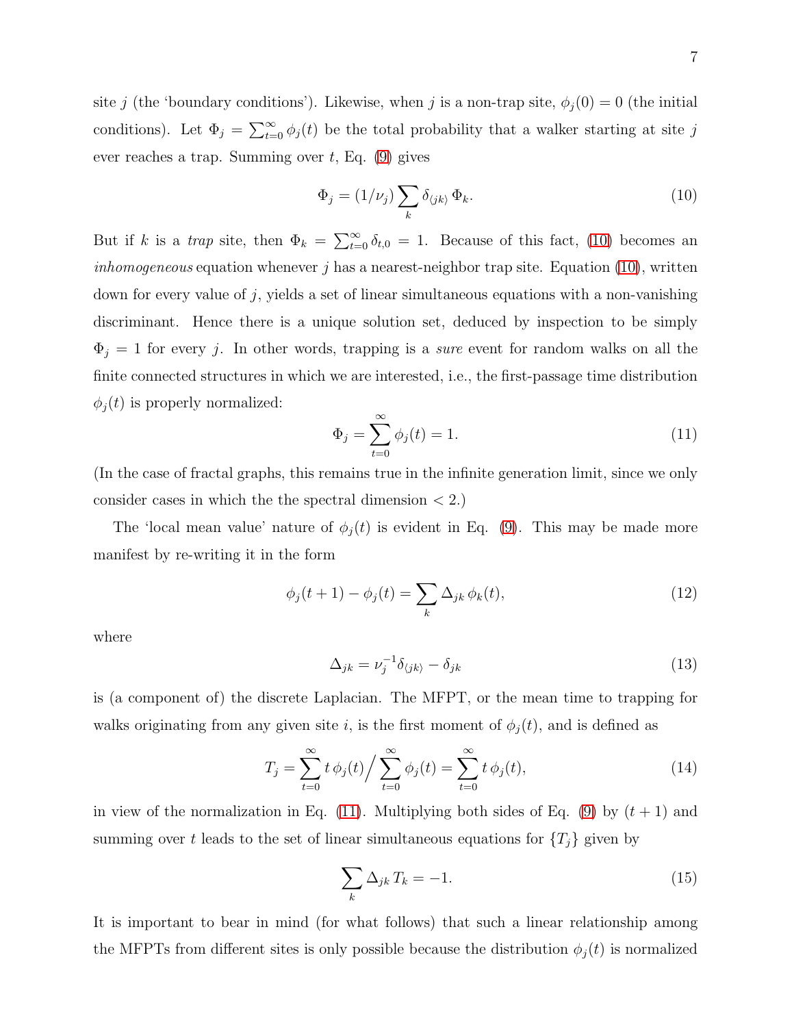site $j$ (the 'boundary conditions'). Likewise, when $j$ is a non-trap site, $\phi_j(0) = 0$ (the initial conditions). Let $\Phi_j = \sum_{t=0}^{\infty} \phi_j(t)$ be the total probability that a walker starting at site $j$ ever reaches a trap. Summing over $t$, Eq. (9) gives

$$\Phi_j = (1/\nu_j) \sum_k \delta_{\langle jk \rangle} \, \Phi_k. \tag{10}$$

But if $k$ is a *trap* site, then $\Phi_k = \sum_{t=0}^{\infty} \delta_{t,0} = 1$. Because of this fact, (10) becomes an *inhomogeneous* equation whenever $j$ has a nearest-neighbor trap site. Equation (10), written down for every value of $j$, yields a set of linear simultaneous equations with a non-vanishing discriminant. Hence there is a unique solution set, deduced by inspection to be simply $\Phi_j = 1$ for every $j$. In other words, trapping is a *sure* event for random walks on all the finite connected structures in which we are interested, i.e., the first-passage time distribution $\phi_j(t)$ is properly normalized:

$$\Phi_j = \sum_{t=0}^{\infty} \phi_j(t) = 1. \tag{11}$$

(In the case of fractal graphs, this remains true in the infinite generation limit, since we only consider cases in which the the spectral dimension $< 2$.)

The 'local mean value' nature of $\phi_j(t)$ is evident in Eq. (9). This may be made more manifest by re-writing it in the form

$$\phi_j(t+1) - \phi_j(t) = \sum_k \Delta_{jk} \, \phi_k(t), \tag{12}$$

where

$$\Delta_{jk} = \nu_j^{-1} \delta_{\langle jk \rangle} - \delta_{jk} \tag{13}$$

is (a component of) the discrete Laplacian. The MFPT, or the mean time to trapping for walks originating from any given site $i$, is the first moment of $\phi_j(t)$, and is defined as

$$T_j = \sum_{t=0}^{\infty} t \, \phi_j(t) \Big/ \sum_{t=0}^{\infty} \phi_j(t) = \sum_{t=0}^{\infty} t \, \phi_j(t), \tag{14}$$

in view of the normalization in Eq. (11). Multiplying both sides of Eq. (9) by $(t+1)$ and summing over $t$ leads to the set of linear simultaneous equations for $\{T_j\}$ given by

$$\sum_k \Delta_{jk} \, T_k = -1. \tag{15}$$

It is important to bear in mind (for what follows) that such a linear relationship among the MFPTs from different sites is only possible because the distribution $\phi_j(t)$ is normalized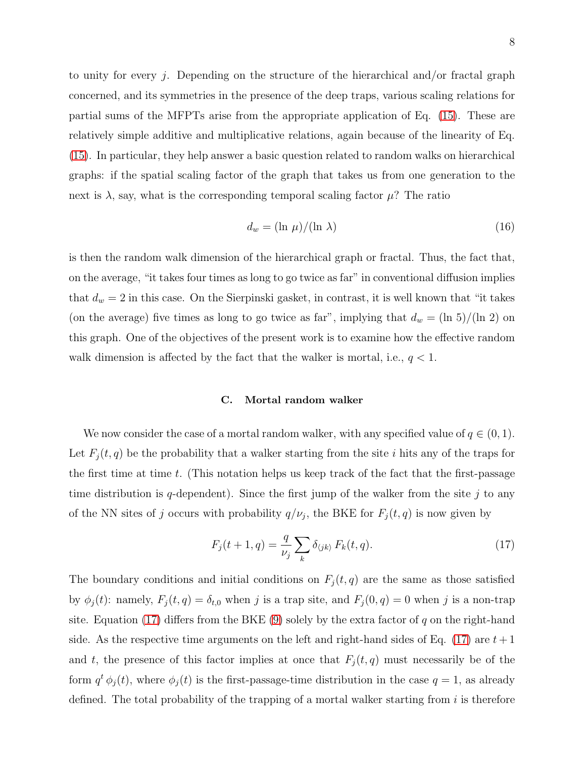to unity for every $j$. Depending on the structure of the hierarchical and/or fractal graph concerned, and its symmetries in the presence of the deep traps, various scaling relations for partial sums of the MFPTs arise from the appropriate application of Eq. (15). These are relatively simple additive and multiplicative relations, again because of the linearity of Eq. (15). In particular, they help answer a basic question related to random walks on hierarchical graphs: if the spatial scaling factor of the graph that takes us from one generation to the next is $\lambda$, say, what is the corresponding temporal scaling factor $\mu$? The ratio

$$d_w = (\ln\,\mu)/(\ln\,\lambda) \tag{16}$$

is then the random walk dimension of the hierarchical graph or fractal. Thus, the fact that, on the average, "it takes four times as long to go twice as far" in conventional diffusion implies that $d_w = 2$ in this case. On the Sierpinski gasket, in contrast, it is well known that "it takes (on the average) five times as long to go twice as far", implying that $d_w = (\ln 5)/(\ln 2)$ on this graph. One of the objectives of the present work is to examine how the effective random walk dimension is affected by the fact that the walker is mortal, i.e., $q < 1$.

### C. Mortal random walker

We now consider the case of a mortal random walker, with any specified value of $q \in (0, 1)$. Let $F_j(t, q)$ be the probability that a walker starting from the site $i$ hits any of the traps for the first time at time $t$. (This notation helps us keep track of the fact that the first-passage time distribution is $q$-dependent). Since the first jump of the walker from the site $j$ to any of the NN sites of $j$ occurs with probability $q/\nu_j$, the BKE for $F_j(t, q)$ is now given by

$$F_j(t+1, q) = \frac{q}{\nu_j} \sum_k \delta_{\langle jk \rangle}\, F_k(t, q). \tag{17}$$

The boundary conditions and initial conditions on $F_j(t, q)$ are the same as those satisfied by $\phi_j(t)$: namely, $F_j(t, q) = \delta_{t,0}$ when $j$ is a trap site, and $F_j(0, q) = 0$ when $j$ is a non-trap site. Equation (17) differs from the BKE (9) solely by the extra factor of $q$ on the right-hand side. As the respective time arguments on the left and right-hand sides of Eq. (17) are $t + 1$ and $t$, the presence of this factor implies at once that $F_j(t, q)$ must necessarily be of the form $q^t\,\phi_j(t)$, where $\phi_j(t)$ is the first-passage-time distribution in the case $q = 1$, as already defined. The total probability of the trapping of a mortal walker starting from $i$ is therefore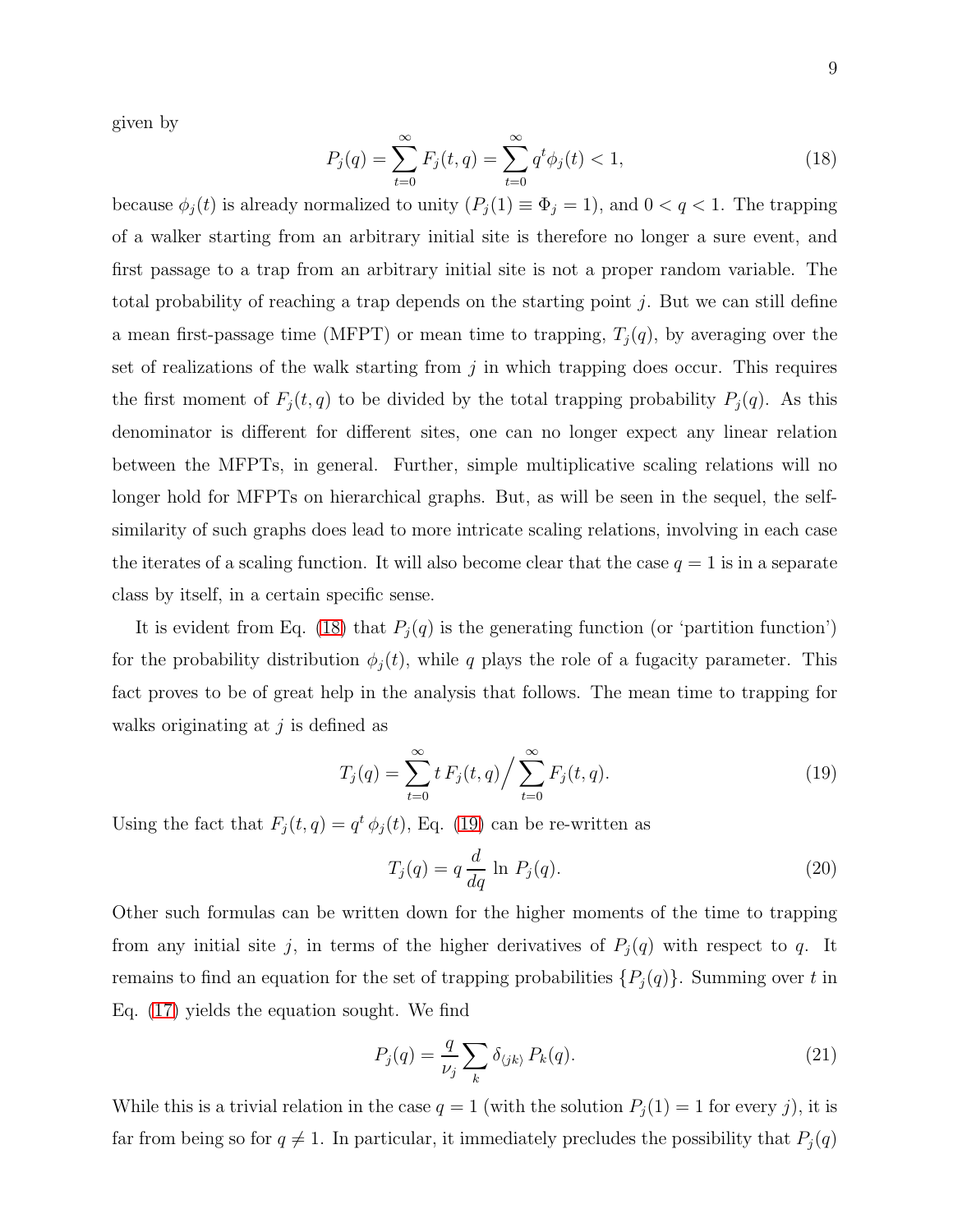given by

$$P_j(q) = \sum_{t=0}^{\infty} F_j(t, q) = \sum_{t=0}^{\infty} q^t \phi_j(t) < 1, \tag{18}$$

because $\phi_j(t)$ is already normalized to unity ($P_j(1) \equiv \Phi_j = 1$), and $0 < q < 1$. The trapping of a walker starting from an arbitrary initial site is therefore no longer a sure event, and first passage to a trap from an arbitrary initial site is not a proper random variable. The total probability of reaching a trap depends on the starting point $j$. But we can still define a mean first-passage time (MFPT) or mean time to trapping, $T_j(q)$, by averaging over the set of realizations of the walk starting from $j$ in which trapping does occur. This requires the first moment of $F_j(t, q)$ to be divided by the total trapping probability $P_j(q)$. As this denominator is different for different sites, one can no longer expect any linear relation between the MFPTs, in general. Further, simple multiplicative scaling relations will no longer hold for MFPTs on hierarchical graphs. But, as will be seen in the sequel, the self-similarity of such graphs does lead to more intricate scaling relations, involving in each case the iterates of a scaling function. It will also become clear that the case $q = 1$ is in a separate class by itself, in a certain specific sense.

It is evident from Eq. (18) that $P_j(q)$ is the generating function (or 'partition function') for the probability distribution $\phi_j(t)$, while $q$ plays the role of a fugacity parameter. This fact proves to be of great help in the analysis that follows. The mean time to trapping for walks originating at $j$ is defined as

$$T_j(q) = \sum_{t=0}^{\infty} t \, F_j(t, q) \Big/ \sum_{t=0}^{\infty} F_j(t, q). \tag{19}$$

Using the fact that $F_j(t, q) = q^t \, \phi_j(t)$, Eq. (19) can be re-written as

$$T_j(q) = q \, \frac{d}{dq} \, \ln \, P_j(q). \tag{20}$$

Other such formulas can be written down for the higher moments of the time to trapping from any initial site $j$, in terms of the higher derivatives of $P_j(q)$ with respect to $q$. It remains to find an equation for the set of trapping probabilities $\{P_j(q)\}$. Summing over $t$ in Eq. (17) yields the equation sought. We find

$$P_j(q) = \frac{q}{\nu_j} \sum_k \delta_{\langle jk \rangle} \, P_k(q). \tag{21}$$

While this is a trivial relation in the case $q = 1$ (with the solution $P_j(1) = 1$ for every $j$), it is far from being so for $q \neq 1$. In particular, it immediately precludes the possibility that $P_j(q)$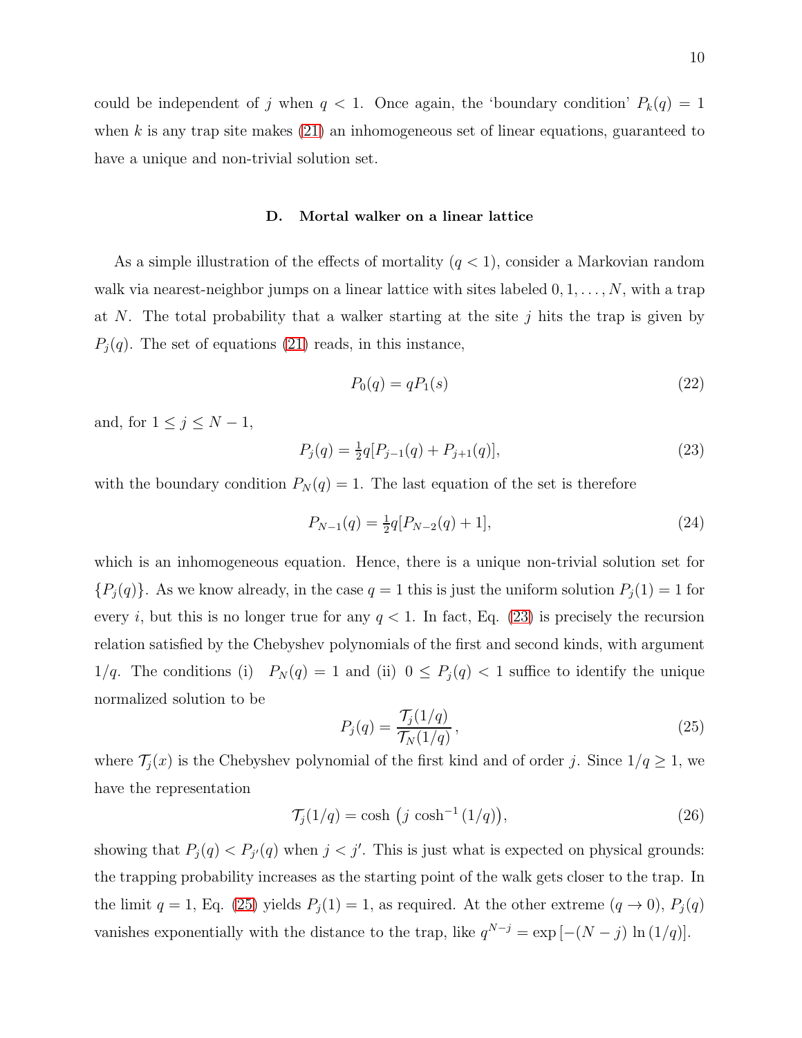could be independent of $j$ when $q < 1$. Once again, the 'boundary condition' $P_k(q) = 1$ when $k$ is any trap site makes (21) an inhomogeneous set of linear equations, guaranteed to have a unique and non-trivial solution set.

### D. Mortal walker on a linear lattice

As a simple illustration of the effects of mortality ($q < 1$), consider a Markovian random walk via nearest-neighbor jumps on a linear lattice with sites labeled $0, 1, \ldots, N$, with a trap at $N$. The total probability that a walker starting at the site $j$ hits the trap is given by $P_j(q)$. The set of equations (21) reads, in this instance,

$$P_0(q) = q P_1(s) \tag{22}$$

and, for $1 \leq j \leq N - 1$,

$$P_j(q) = \tfrac{1}{2} q [P_{j-1}(q) + P_{j+1}(q)], \tag{23}$$

with the boundary condition $P_N(q) = 1$. The last equation of the set is therefore

$$P_{N-1}(q) = \tfrac{1}{2} q [P_{N-2}(q) + 1], \tag{24}$$

which is an inhomogeneous equation. Hence, there is a unique non-trivial solution set for $\{P_j(q)\}$. As we know already, in the case $q = 1$ this is just the uniform solution $P_j(1) = 1$ for every $i$, but this is no longer true for any $q < 1$. In fact, Eq. (23) is precisely the recursion relation satisfied by the Chebyshev polynomials of the first and second kinds, with argument $1/q$. The conditions (i) $P_N(q) = 1$ and (ii) $0 \leq P_j(q) < 1$ suffice to identify the unique normalized solution to be

$$P_j(q) = \frac{\mathcal{T}_j(1/q)}{\mathcal{T}_N(1/q)}, \tag{25}$$

where $\mathcal{T}_j(x)$ is the Chebyshev polynomial of the first kind and of order $j$. Since $1/q \geq 1$, we have the representation

$$\mathcal{T}_j(1/q) = \cosh\big(j \cosh^{-1}(1/q)\big), \tag{26}$$

showing that $P_j(q) < P_{j'}(q)$ when $j < j'$. This is just what is expected on physical grounds: the trapping probability increases as the starting point of the walk gets closer to the trap. In the limit $q = 1$, Eq. (25) yields $P_j(1) = 1$, as required. At the other extreme ($q \to 0$), $P_j(q)$ vanishes exponentially with the distance to the trap, like $q^{N-j} = \exp[-(N-j) \ln(1/q)]$.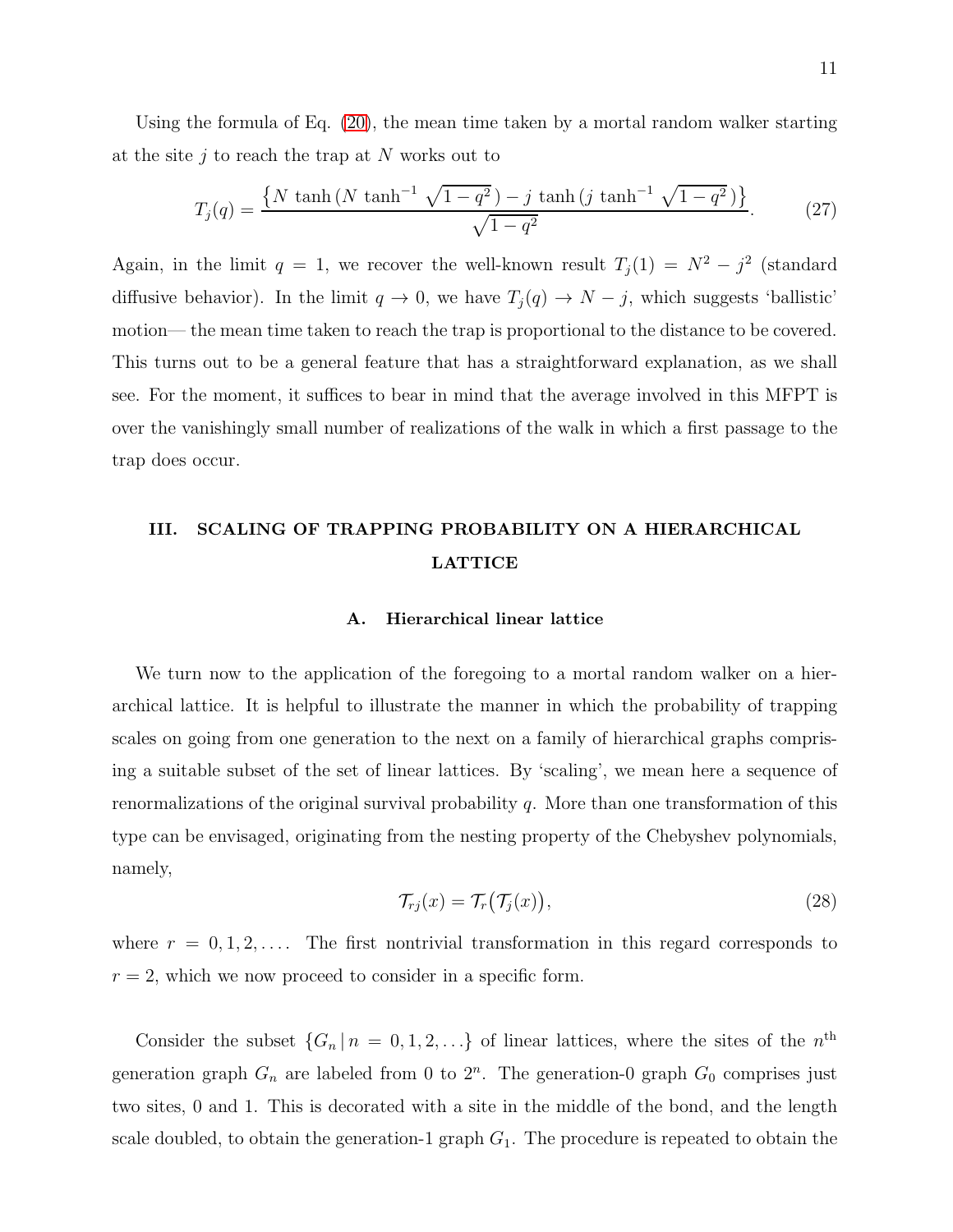Using the formula of Eq. (20), the mean time taken by a mortal random walker starting at the site $j$ to reach the trap at $N$ works out to

$$T_j(q) = \frac{\left\{N\,\tanh\left(N\,\tanh^{-1}\sqrt{1-q^2}\,\right) - j\,\tanh\left(j\,\tanh^{-1}\sqrt{1-q^2}\,\right)\right\}}{\sqrt{1-q^2}}. \tag{27}$$

Again, in the limit $q = 1$, we recover the well-known result $T_j(1) = N^2 - j^2$ (standard diffusive behavior). In the limit $q \to 0$, we have $T_j(q) \to N - j$, which suggests 'ballistic' motion— the mean time taken to reach the trap is proportional to the distance to be covered. This turns out to be a general feature that has a straightforward explanation, as we shall see. For the moment, it suffices to bear in mind that the average involved in this MFPT is over the vanishingly small number of realizations of the walk in which a first passage to the trap does occur.

## III. SCALING OF TRAPPING PROBABILITY ON A HIERARCHICAL LATTICE

### A. Hierarchical linear lattice

We turn now to the application of the foregoing to a mortal random walker on a hierarchical lattice. It is helpful to illustrate the manner in which the probability of trapping scales on going from one generation to the next on a family of hierarchical graphs comprising a suitable subset of the set of linear lattices. By 'scaling', we mean here a sequence of renormalizations of the original survival probability $q$. More than one transformation of this type can be envisaged, originating from the nesting property of the Chebyshev polynomials, namely,

$$\mathcal{T}_{rj}(x) = \mathcal{T}_r\big(\mathcal{T}_j(x)\big), \tag{28}$$

where $r = 0, 1, 2, \ldots$. The first nontrivial transformation in this regard corresponds to $r = 2$, which we now proceed to consider in a specific form.

Consider the subset $\{G_n \,|\, n = 0, 1, 2, \ldots\}$ of linear lattices, where the sites of the $n^{\text{th}}$ generation graph $G_n$ are labeled from 0 to $2^n$. The generation-0 graph $G_0$ comprises just two sites, 0 and 1. This is decorated with a site in the middle of the bond, and the length scale doubled, to obtain the generation-1 graph $G_1$. The procedure is repeated to obtain the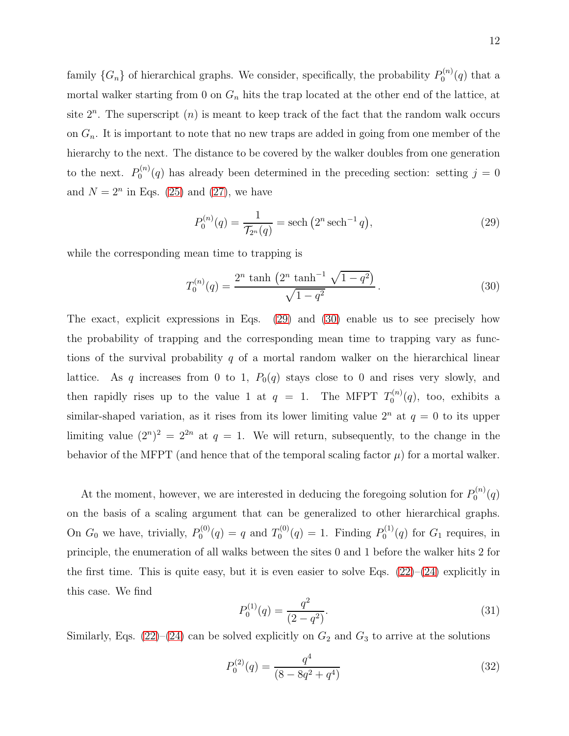family $\{G_n\}$ of hierarchical graphs. We consider, specifically, the probability $P_0^{(n)}(q)$ that a mortal walker starting from 0 on $G_n$ hits the trap located at the other end of the lattice, at site $2^n$. The superscript $(n)$ is meant to keep track of the fact that the random walk occurs on $G_n$. It is important to note that no new traps are added in going from one member of the hierarchy to the next. The distance to be covered by the walker doubles from one generation to the next. $P_0^{(n)}(q)$ has already been determined in the preceding section: setting $j = 0$ and $N = 2^n$ in Eqs. (25) and (27), we have

$$P_0^{(n)}(q) = \frac{1}{\mathcal{T}_{2^n}(q)} = \operatorname{sech}\left(2^n \operatorname{sech}^{-1} q\right), \tag{29}$$

while the corresponding mean time to trapping is

$$T_0^{(n)}(q) = \frac{2^n \tanh\left(2^n \tanh^{-1} \sqrt{1-q^2}\right)}{\sqrt{1-q^2}}. \tag{30}$$

The exact, explicit expressions in Eqs. (29) and (30) enable us to see precisely how the probability of trapping and the corresponding mean time to trapping vary as functions of the survival probability $q$ of a mortal random walker on the hierarchical linear lattice. As $q$ increases from 0 to 1, $P_0(q)$ stays close to 0 and rises very slowly, and then rapidly rises up to the value 1 at $q = 1$. The MFPT $T_0^{(n)}(q)$, too, exhibits a similar-shaped variation, as it rises from its lower limiting value $2^n$ at $q = 0$ to its upper limiting value $(2^n)^2 = 2^{2n}$ at $q = 1$. We will return, subsequently, to the change in the behavior of the MFPT (and hence that of the temporal scaling factor $\mu$) for a mortal walker.

At the moment, however, we are interested in deducing the foregoing solution for $P_0^{(n)}(q)$ on the basis of a scaling argument that can be generalized to other hierarchical graphs. On $G_0$ we have, trivially, $P_0^{(0)}(q) = q$ and $T_0^{(0)}(q) = 1$. Finding $P_0^{(1)}(q)$ for $G_1$ requires, in principle, the enumeration of all walks between the sites 0 and 1 before the walker hits 2 for the first time. This is quite easy, but it is even easier to solve Eqs. (22)–(24) explicitly in this case. We find

$$P_0^{(1)}(q) = \frac{q^2}{(2-q^2)}. \tag{31}$$

Similarly, Eqs. (22)–(24) can be solved explicitly on $G_2$ and $G_3$ to arrive at the solutions

$$P_0^{(2)}(q) = \frac{q^4}{(8 - 8q^2 + q^4)} \tag{32}$$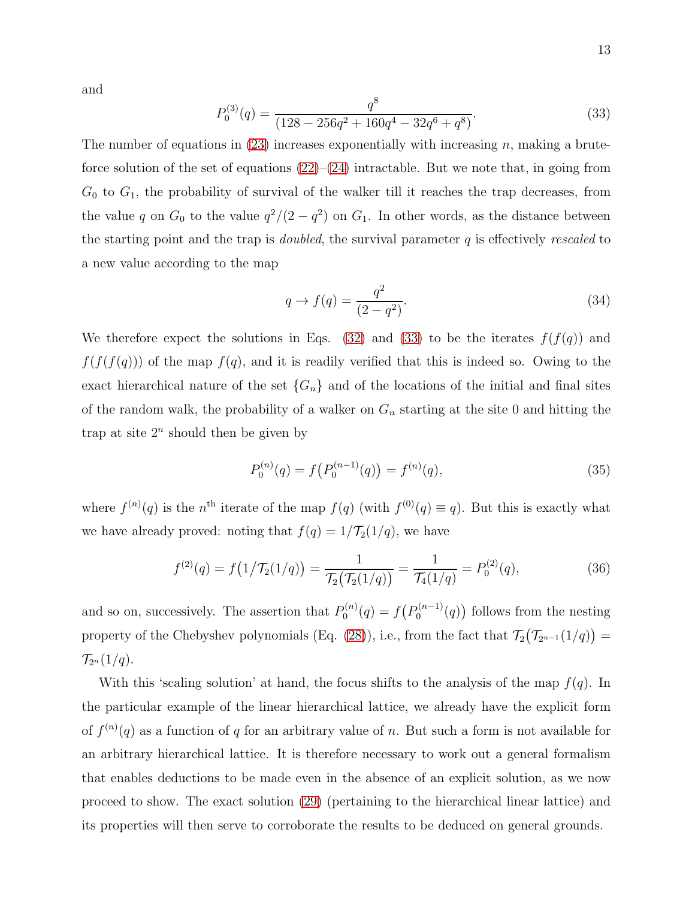and

$$P_0^{(3)}(q) = \frac{q^8}{(128 - 256q^2 + 160q^4 - 32q^6 + q^8)}. \tag{33}$$

The number of equations in (23) increases exponentially with increasing $n$, making a brute-force solution of the set of equations (22)–(24) intractable. But we note that, in going from $G_0$ to $G_1$, the probability of survival of the walker till it reaches the trap decreases, from the value $q$ on $G_0$ to the value $q^2/(2-q^2)$ on $G_1$. In other words, as the distance between the starting point and the trap is *doubled*, the survival parameter $q$ is effectively *rescaled* to a new value according to the map

$$q \to f(q) = \frac{q^2}{(2-q^2)}. \tag{34}$$

We therefore expect the solutions in Eqs. (32) and (33) to be the iterates $f(f(q))$ and $f(f(f(q)))$ of the map $f(q)$, and it is readily verified that this is indeed so. Owing to the exact hierarchical nature of the set $\{G_n\}$ and of the locations of the initial and final sites of the random walk, the probability of a walker on $G_n$ starting at the site 0 and hitting the trap at site $2^n$ should then be given by

$$P_0^{(n)}(q) = f\big(P_0^{(n-1)}(q)\big) = f^{(n)}(q), \tag{35}$$

where $f^{(n)}(q)$ is the $n^{\text{th}}$ iterate of the map $f(q)$ (with $f^{(0)}(q) \equiv q$). But this is exactly what we have already proved: noting that $f(q) = 1/\mathcal{T}_2(1/q)$, we have

$$f^{(2)}(q) = f\big(1/\mathcal{T}_2(1/q)\big) = \frac{1}{\mathcal{T}_2\big(\mathcal{T}_2(1/q)\big)} = \frac{1}{\mathcal{T}_4(1/q)} = P_0^{(2)}(q), \tag{36}$$

and so on, successively. The assertion that $P_0^{(n)}(q) = f\big(P_0^{(n-1)}(q)\big)$ follows from the nesting property of the Chebyshev polynomials (Eq. (28)), i.e., from the fact that $\mathcal{T}_2\big(\mathcal{T}_{2^{n-1}}(1/q)\big) = \mathcal{T}_{2^n}(1/q)$.

With this 'scaling solution' at hand, the focus shifts to the analysis of the map $f(q)$. In the particular example of the linear hierarchical lattice, we already have the explicit form of $f^{(n)}(q)$ as a function of $q$ for an arbitrary value of $n$. But such a form is not available for an arbitrary hierarchical lattice. It is therefore necessary to work out a general formalism that enables deductions to be made even in the absence of an explicit solution, as we now proceed to show. The exact solution (29) (pertaining to the hierarchical linear lattice) and its properties will then serve to corroborate the results to be deduced on general grounds.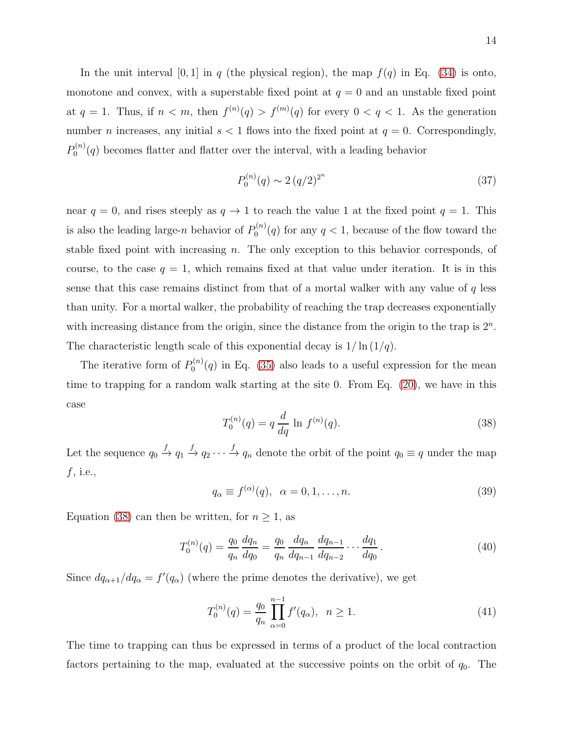In the unit interval $[0, 1]$ in $q$ (the physical region), the map $f(q)$ in Eq. (34) is onto, monotone and convex, with a superstable fixed point at $q = 0$ and an unstable fixed point at $q = 1$. Thus, if $n < m$, then $f^{(n)}(q) > f^{(m)}(q)$ for every $0 < q < 1$. As the generation number $n$ increases, any initial $s < 1$ flows into the fixed point at $q = 0$. Correspondingly, $P_0^{(n)}(q)$ becomes flatter and flatter over the interval, with a leading behavior

$$P_0^{(n)}(q) \sim 2\,(q/2)^{2^n} \tag{37}$$

near $q = 0$, and rises steeply as $q \to 1$ to reach the value 1 at the fixed point $q = 1$. This is also the leading large-$n$ behavior of $P_0^{(n)}(q)$ for any $q < 1$, because of the flow toward the stable fixed point with increasing $n$. The only exception to this behavior corresponds, of course, to the case $q = 1$, which remains fixed at that value under iteration. It is in this sense that this case remains distinct from that of a mortal walker with any value of $q$ less than unity. For a mortal walker, the probability of reaching the trap decreases exponentially with increasing distance from the origin, since the distance from the origin to the trap is $2^n$. The characteristic length scale of this exponential decay is $1/\ln(1/q)$.

The iterative form of $P_0^{(n)}(q)$ in Eq. (35) also leads to a useful expression for the mean time to trapping for a random walk starting at the site 0. From Eq. (20), we have in this case

$$T_0^{(n)}(q) = q\,\frac{d}{dq}\,\ln\, f^{(n)}(q). \tag{38}$$

Let the sequence $q_0 \xrightarrow{f} q_1 \xrightarrow{f} q_2 \cdots \xrightarrow{f} q_n$ denote the orbit of the point $q_0 \equiv q$ under the map $f$, i.e.,

$$q_\alpha \equiv f^{(\alpha)}(q), \quad \alpha = 0, 1, \ldots, n. \tag{39}$$

Equation (38) can then be written, for $n \geq 1$, as

$$T_0^{(n)}(q) = \frac{q_0}{q_n}\,\frac{dq_n}{dq_0} = \frac{q_0}{q_n}\,\frac{dq_n}{dq_{n-1}}\,\frac{dq_{n-1}}{dq_{n-2}} \cdots \frac{dq_1}{dq_0}\,. \tag{40}$$

Since $dq_{\alpha+1}/dq_\alpha = f'(q_\alpha)$ (where the prime denotes the derivative), we get

$$T_0^{(n)}(q) = \frac{q_0}{q_n}\,\prod_{\alpha=0}^{n-1} f'(q_\alpha), \quad n \geq 1. \tag{41}$$

The time to trapping can thus be expressed in terms of a product of the local contraction factors pertaining to the map, evaluated at the successive points on the orbit of $q_0$. The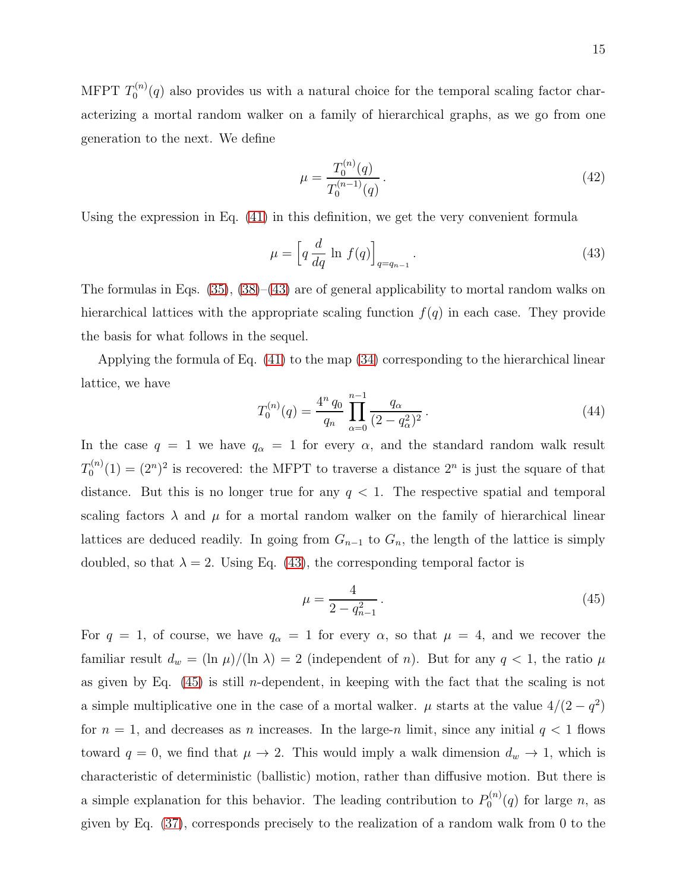MFPT $T_0^{(n)}(q)$ also provides us with a natural choice for the temporal scaling factor characterizing a mortal random walker on a family of hierarchical graphs, as we go from one generation to the next. We define

$$\mu = \frac{T_0^{(n)}(q)}{T_0^{(n-1)}(q)} \,. \tag{42}$$

Using the expression in Eq. (41) in this definition, we get the very convenient formula

$$\mu = \Big[ q \, \frac{d}{dq} \, \ln \, f(q) \Big]_{q=q_{n-1}} \,. \tag{43}$$

The formulas in Eqs. (35), (38)–(43) are of general applicability to mortal random walks on hierarchical lattices with the appropriate scaling function $f(q)$ in each case. They provide the basis for what follows in the sequel.

Applying the formula of Eq. (41) to the map (34) corresponding to the hierarchical linear lattice, we have

$$T_0^{(n)}(q) = \frac{4^n \, q_0}{q_n} \prod_{\alpha=0}^{n-1} \frac{q_\alpha}{(2 - q_\alpha^2)^2} \,. \tag{44}$$

In the case $q = 1$ we have $q_\alpha = 1$ for every $\alpha$, and the standard random walk result $T_0^{(n)}(1) = (2^n)^2$ is recovered: the MFPT to traverse a distance $2^n$ is just the square of that distance. But this is no longer true for any $q < 1$. The respective spatial and temporal scaling factors $\lambda$ and $\mu$ for a mortal random walker on the family of hierarchical linear lattices are deduced readily. In going from $G_{n-1}$ to $G_n$, the length of the lattice is simply doubled, so that $\lambda = 2$. Using Eq. (43), the corresponding temporal factor is

$$\mu = \frac{4}{2 - q_{n-1}^2} \,. \tag{45}$$

For $q = 1$, of course, we have $q_\alpha = 1$ for every $\alpha$, so that $\mu = 4$, and we recover the familiar result $d_w = (\ln \, \mu)/(\ln \, \lambda) = 2$ (independent of $n$). But for any $q < 1$, the ratio $\mu$ as given by Eq. (45) is still $n$-dependent, in keeping with the fact that the scaling is not a simple multiplicative one in the case of a mortal walker. $\mu$ starts at the value $4/(2 - q^2)$ for $n = 1$, and decreases as $n$ increases. In the large-$n$ limit, since any initial $q < 1$ flows toward $q = 0$, we find that $\mu \to 2$. This would imply a walk dimension $d_w \to 1$, which is characteristic of deterministic (ballistic) motion, rather than diffusive motion. But there is a simple explanation for this behavior. The leading contribution to $P_0^{(n)}(q)$ for large $n$, as given by Eq. (37), corresponds precisely to the realization of a random walk from 0 to the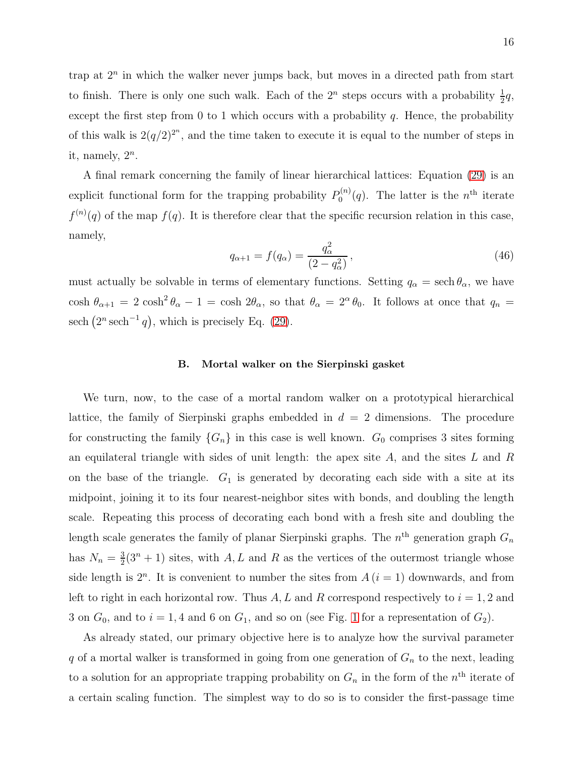trap at $2^n$ in which the walker never jumps back, but moves in a directed path from start to finish. There is only one such walk. Each of the $2^n$ steps occurs with a probability $\frac{1}{2}q$, except the first step from 0 to 1 which occurs with a probability $q$. Hence, the probability of this walk is $2(q/2)^{2^n}$, and the time taken to execute it is equal to the number of steps in it, namely, $2^n$.

A final remark concerning the family of linear hierarchical lattices: Equation (29) is an explicit functional form for the trapping probability $P_0^{(n)}(q)$. The latter is the $n^{\text{th}}$ iterate $f^{(n)}(q)$ of the map $f(q)$. It is therefore clear that the specific recursion relation in this case, namely,

$$q_{\alpha+1} = f(q_\alpha) = \frac{q_\alpha^2}{(2 - q_\alpha^2)}\,, \tag{46}$$

must actually be solvable in terms of elementary functions. Setting $q_\alpha = \operatorname{sech}\theta_\alpha$, we have $\cosh\,\theta_{\alpha+1} = 2\,\cosh^2\theta_\alpha - 1 = \cosh 2\theta_\alpha$, so that $\theta_\alpha = 2^\alpha\,\theta_0$. It follows at once that $q_n = \operatorname{sech}\left(2^n \operatorname{sech}^{-1} q\right)$, which is precisely Eq. (29).

### B. Mortal walker on the Sierpinski gasket

We turn, now, to the case of a mortal random walker on a prototypical hierarchical lattice, the family of Sierpinski graphs embedded in $d = 2$ dimensions. The procedure for constructing the family $\{G_n\}$ in this case is well known. $G_0$ comprises 3 sites forming an equilateral triangle with sides of unit length: the apex site $A$, and the sites $L$ and $R$ on the base of the triangle. $G_1$ is generated by decorating each side with a site at its midpoint, joining it to its four nearest-neighbor sites with bonds, and doubling the length scale. Repeating this process of decorating each bond with a fresh site and doubling the length scale generates the family of planar Sierpinski graphs. The $n^{\text{th}}$ generation graph $G_n$ has $N_n = \frac{3}{2}(3^n + 1)$ sites, with $A, L$ and $R$ as the vertices of the outermost triangle whose side length is $2^n$. It is convenient to number the sites from $A\,(i = 1)$ downwards, and from left to right in each horizontal row. Thus $A, L$ and $R$ correspond respectively to $i = 1, 2$ and 3 on $G_0$, and to $i = 1, 4$ and 6 on $G_1$, and so on (see Fig. 1 for a representation of $G_2$).

As already stated, our primary objective here is to analyze how the survival parameter $q$ of a mortal walker is transformed in going from one generation of $G_n$ to the next, leading to a solution for an appropriate trapping probability on $G_n$ in the form of the $n^{\text{th}}$ iterate of a certain scaling function. The simplest way to do so is to consider the first-passage time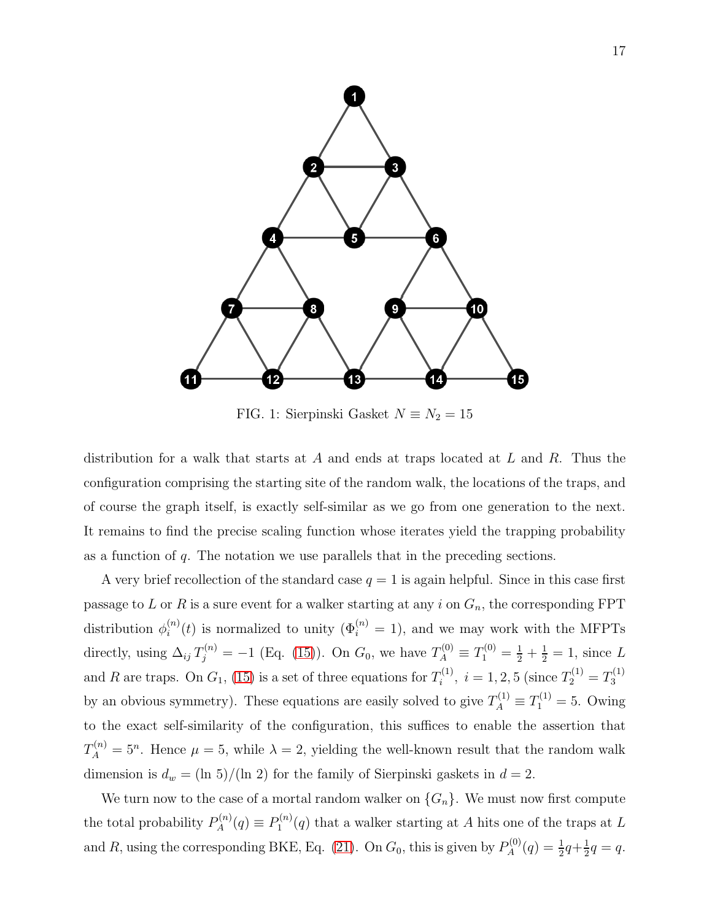FIG. 1: Sierpinski Gasket $N \equiv N_2 = 15$

distribution for a walk that starts at $A$ and ends at traps located at $L$ and $R$. Thus the configuration comprising the starting site of the random walk, the locations of the traps, and of course the graph itself, is exactly self-similar as we go from one generation to the next. It remains to find the precise scaling function whose iterates yield the trapping probability as a function of $q$. The notation we use parallels that in the preceding sections.

A very brief recollection of the standard case $q = 1$ is again helpful. Since in this case first passage to $L$ or $R$ is a sure event for a walker starting at any $i$ on $G_n$, the corresponding FPT distribution $\phi_i^{(n)}(t)$ is normalized to unity ($\Phi_i^{(n)} = 1$), and we may work with the MFPTs directly, using $\Delta_{ij}\, T_j^{(n)} = -1$ (Eq. (15)). On $G_0$, we have $T_A^{(0)} \equiv T_1^{(0)} = \frac{1}{2} + \frac{1}{2} = 1$, since $L$ and $R$ are traps. On $G_1$, (15) is a set of three equations for $T_i^{(1)},\ i = 1, 2, 5$ (since $T_2^{(1)} = T_3^{(1)}$ by an obvious symmetry). These equations are easily solved to give $T_A^{(1)} \equiv T_1^{(1)} = 5$. Owing to the exact self-similarity of the configuration, this suffices to enable the assertion that $T_A^{(n)} = 5^n$. Hence $\mu = 5$, while $\lambda = 2$, yielding the well-known result that the random walk dimension is $d_w = (\ln 5)/(\ln 2)$ for the family of Sierpinski gaskets in $d = 2$.

We turn now to the case of a mortal random walker on $\{G_n\}$. We must now first compute the total probability $P_A^{(n)}(q) \equiv P_1^{(n)}(q)$ that a walker starting at $A$ hits one of the traps at $L$ and $R$, using the corresponding BKE, Eq. (21). On $G_0$, this is given by $P_A^{(0)}(q) = \frac{1}{2}q + \frac{1}{2}q = q$.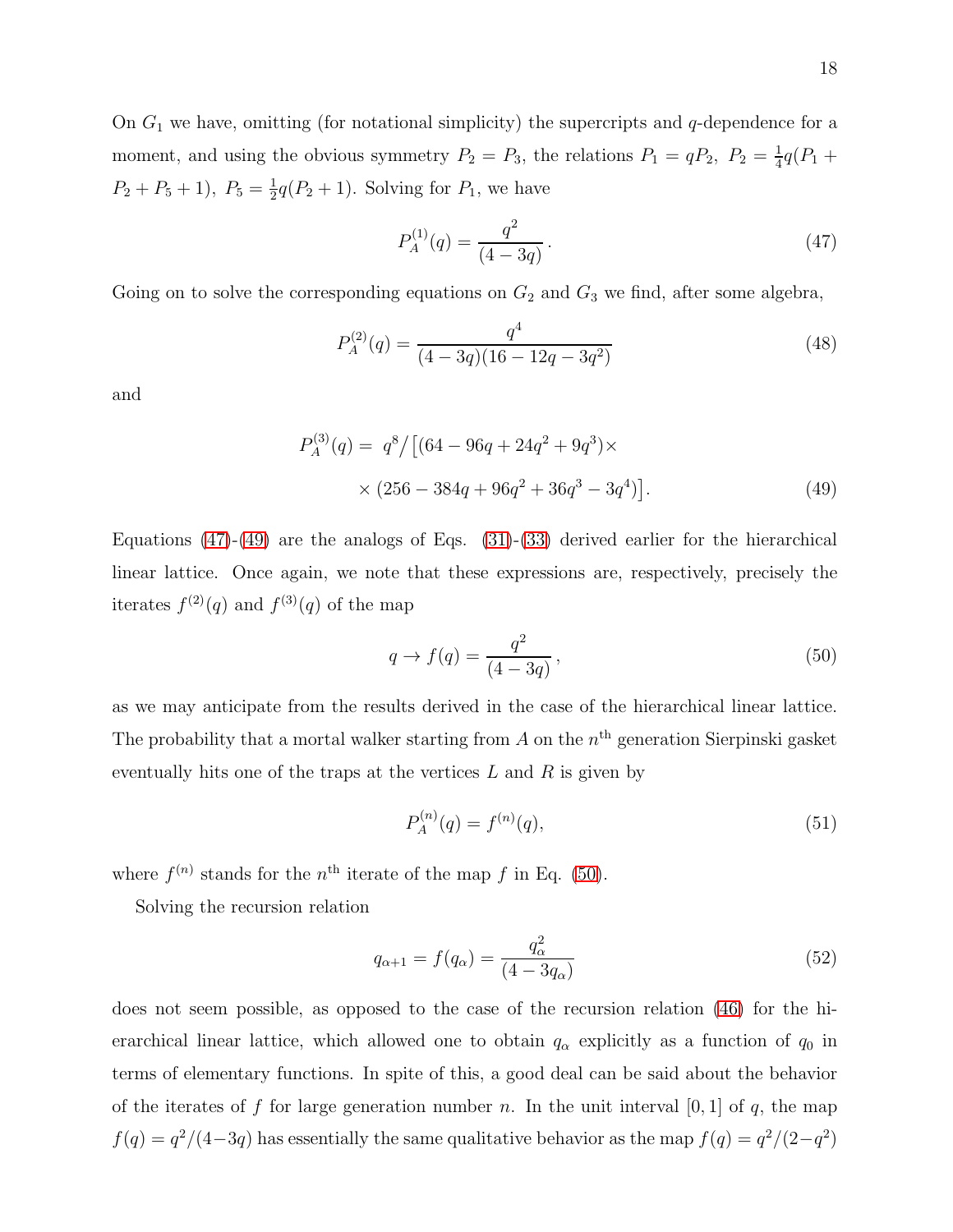On $G_1$ we have, omitting (for notational simplicity) the supercripts and $q$-dependence for a moment, and using the obvious symmetry $P_2 = P_3$, the relations $P_1 = qP_2,\ P_2 = \frac{1}{4}q(P_1 + P_2 + P_5 + 1),\ P_5 = \frac{1}{2}q(P_2 + 1)$. Solving for $P_1$, we have

$$P_A^{(1)}(q) = \frac{q^2}{(4-3q)}\,. \tag{47}$$

Going on to solve the corresponding equations on $G_2$ and $G_3$ we find, after some algebra,

$$P_A^{(2)}(q) = \frac{q^4}{(4-3q)(16-12q-3q^2)} \tag{48}$$

and

$$\begin{aligned} P_A^{(3)}(q) = \ & q^8 \big/ \big[(64 - 96q + 24q^2 + 9q^3)\times \\ & \times (256 - 384q + 96q^2 + 36q^3 - 3q^4)\big]. \end{aligned} \tag{49}$$

Equations (47)-(49) are the analogs of Eqs. (31)-(33) derived earlier for the hierarchical linear lattice. Once again, we note that these expressions are, respectively, precisely the iterates $f^{(2)}(q)$ and $f^{(3)}(q)$ of the map

$$q \rightarrow f(q) = \frac{q^2}{(4-3q)}\,, \tag{50}$$

as we may anticipate from the results derived in the case of the hierarchical linear lattice. The probability that a mortal walker starting from $A$ on the $n^{\text{th}}$ generation Sierpinski gasket eventually hits one of the traps at the vertices $L$ and $R$ is given by

$$P_A^{(n)}(q) = f^{(n)}(q), \tag{51}$$

where $f^{(n)}$ stands for the $n^{\text{th}}$ iterate of the map $f$ in Eq. (50).

Solving the recursion relation

$$q_{\alpha+1} = f(q_\alpha) = \frac{q_\alpha^2}{(4-3q_\alpha)} \tag{52}$$

does not seem possible, as opposed to the case of the recursion relation (46) for the hierarchical linear lattice, which allowed one to obtain $q_\alpha$ explicitly as a function of $q_0$ in terms of elementary functions. In spite of this, a good deal can be said about the behavior of the iterates of $f$ for large generation number $n$. In the unit interval $[0, 1]$ of $q$, the map $f(q) = q^2/(4-3q)$ has essentially the same qualitative behavior as the map $f(q) = q^2/(2-q^2)$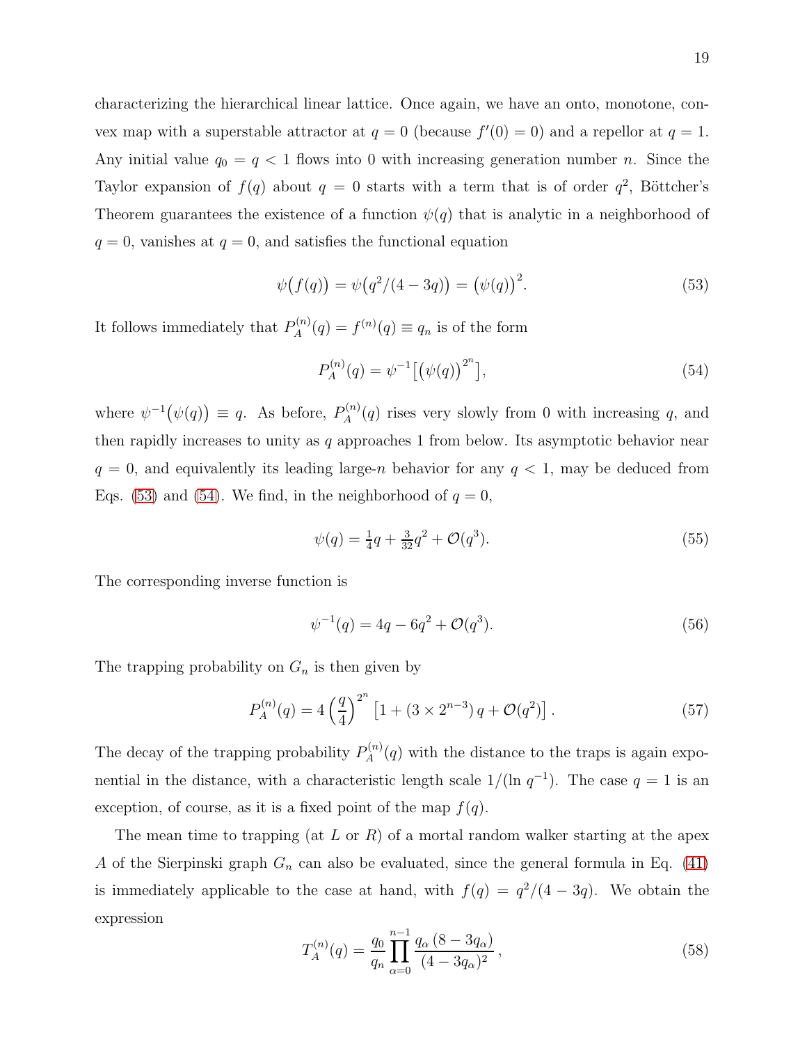characterizing the hierarchical linear lattice. Once again, we have an onto, monotone, convex map with a superstable attractor at $q = 0$ (because $f'(0) = 0$) and a repellor at $q = 1$. Any initial value $q_0 = q < 1$ flows into 0 with increasing generation number $n$. Since the Taylor expansion of $f(q)$ about $q = 0$ starts with a term that is of order $q^2$, Böttcher's Theorem guarantees the existence of a function $\psi(q)$ that is analytic in a neighborhood of $q = 0$, vanishes at $q = 0$, and satisfies the functional equation

$$\psi\big(f(q)\big) = \psi\big(q^2/(4-3q)\big) = \big(\psi(q)\big)^2. \tag{53}$$

It follows immediately that $P_A^{(n)}(q) = f^{(n)}(q) \equiv q_n$ is of the form

$$P_A^{(n)}(q) = \psi^{-1}\big[\big(\psi(q)\big)^{2^n}\big], \tag{54}$$

where $\psi^{-1}\big(\psi(q)\big) \equiv q$. As before, $P_A^{(n)}(q)$ rises very slowly from 0 with increasing $q$, and then rapidly increases to unity as $q$ approaches 1 from below. Its asymptotic behavior near $q = 0$, and equivalently its leading large-$n$ behavior for any $q < 1$, may be deduced from Eqs. (53) and (54). We find, in the neighborhood of $q = 0$,

$$\psi(q) = \tfrac{1}{4}q + \tfrac{3}{32}q^2 + \mathcal{O}(q^3). \tag{55}$$

The corresponding inverse function is

$$\psi^{-1}(q) = 4q - 6q^2 + \mathcal{O}(q^3). \tag{56}$$

The trapping probability on $G_n$ is then given by

$$P_A^{(n)}(q) = 4\left(\frac{q}{4}\right)^{2^n}\left[1 + (3\times 2^{n-3})\,q + \mathcal{O}(q^2)\right]. \tag{57}$$

The decay of the trapping probability $P_A^{(n)}(q)$ with the distance to the traps is again exponential in the distance, with a characteristic length scale $1/(\ln q^{-1})$. The case $q = 1$ is an exception, of course, as it is a fixed point of the map $f(q)$.

The mean time to trapping (at $L$ or $R$) of a mortal random walker starting at the apex $A$ of the Sierpinski graph $G_n$ can also be evaluated, since the general formula in Eq. (41) is immediately applicable to the case at hand, with $f(q) = q^2/(4-3q)$. We obtain the expression

$$T_A^{(n)}(q) = \frac{q_0}{q_n}\prod_{\alpha=0}^{n-1}\frac{q_\alpha\,(8-3q_\alpha)}{(4-3q_\alpha)^2}\,, \tag{58}$$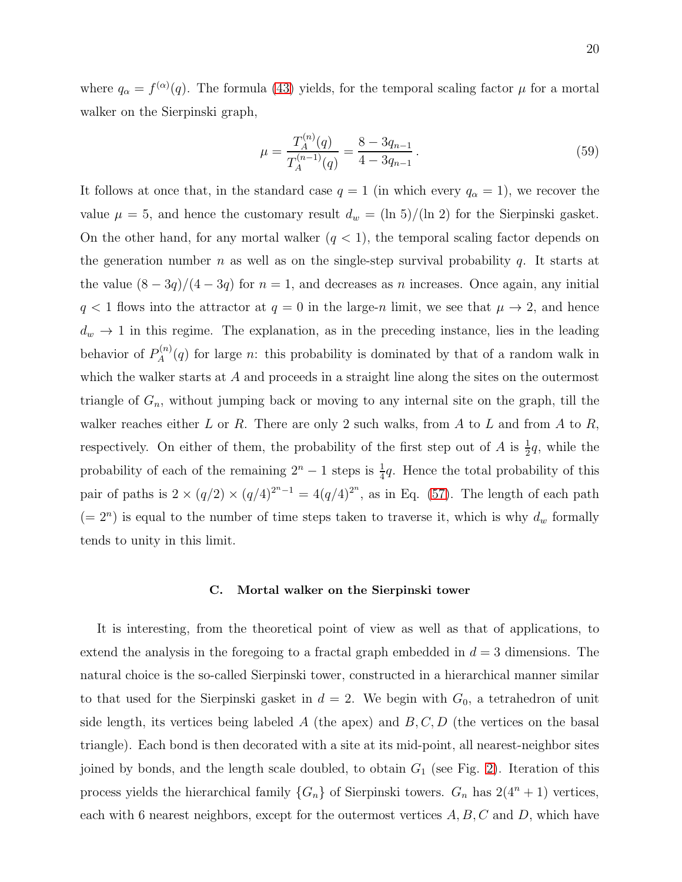where $q_\alpha = f^{(\alpha)}(q)$. The formula (43) yields, for the temporal scaling factor $\mu$ for a mortal walker on the Sierpinski graph,

$$\mu = \frac{T_A^{(n)}(q)}{T_A^{(n-1)}(q)} = \frac{8 - 3q_{n-1}}{4 - 3q_{n-1}}. \tag{59}$$

It follows at once that, in the standard case $q = 1$ (in which every $q_\alpha = 1$), we recover the value $\mu = 5$, and hence the customary result $d_w = (\ln 5)/(\ln 2)$ for the Sierpinski gasket. On the other hand, for any mortal walker ($q < 1$), the temporal scaling factor depends on the generation number $n$ as well as on the single-step survival probability $q$. It starts at the value $(8 - 3q)/(4 - 3q)$ for $n = 1$, and decreases as $n$ increases. Once again, any initial $q < 1$ flows into the attractor at $q = 0$ in the large-$n$ limit, we see that $\mu \to 2$, and hence $d_w \to 1$ in this regime. The explanation, as in the preceding instance, lies in the leading behavior of $P_A^{(n)}(q)$ for large $n$: this probability is dominated by that of a random walk in which the walker starts at $A$ and proceeds in a straight line along the sites on the outermost triangle of $G_n$, without jumping back or moving to any internal site on the graph, till the walker reaches either $L$ or $R$. There are only 2 such walks, from $A$ to $L$ and from $A$ to $R$, respectively. On either of them, the probability of the first step out of $A$ is $\frac{1}{2}q$, while the probability of each of the remaining $2^n - 1$ steps is $\frac{1}{4}q$. Hence the total probability of this pair of paths is $2 \times (q/2) \times (q/4)^{2^n - 1} = 4(q/4)^{2^n}$, as in Eq. (57). The length of each path $(= 2^n)$ is equal to the number of time steps taken to traverse it, which is why $d_w$ formally tends to unity in this limit.

### C. Mortal walker on the Sierpinski tower

It is interesting, from the theoretical point of view as well as that of applications, to extend the analysis in the foregoing to a fractal graph embedded in $d = 3$ dimensions. The natural choice is the so-called Sierpinski tower, constructed in a hierarchical manner similar to that used for the Sierpinski gasket in $d = 2$. We begin with $G_0$, a tetrahedron of unit side length, its vertices being labeled $A$ (the apex) and $B, C, D$ (the vertices on the basal triangle). Each bond is then decorated with a site at its mid-point, all nearest-neighbor sites joined by bonds, and the length scale doubled, to obtain $G_1$ (see Fig. 2). Iteration of this process yields the hierarchical family $\{G_n\}$ of Sierpinski towers. $G_n$ has $2(4^n + 1)$ vertices, each with 6 nearest neighbors, except for the outermost vertices $A, B, C$ and $D$, which have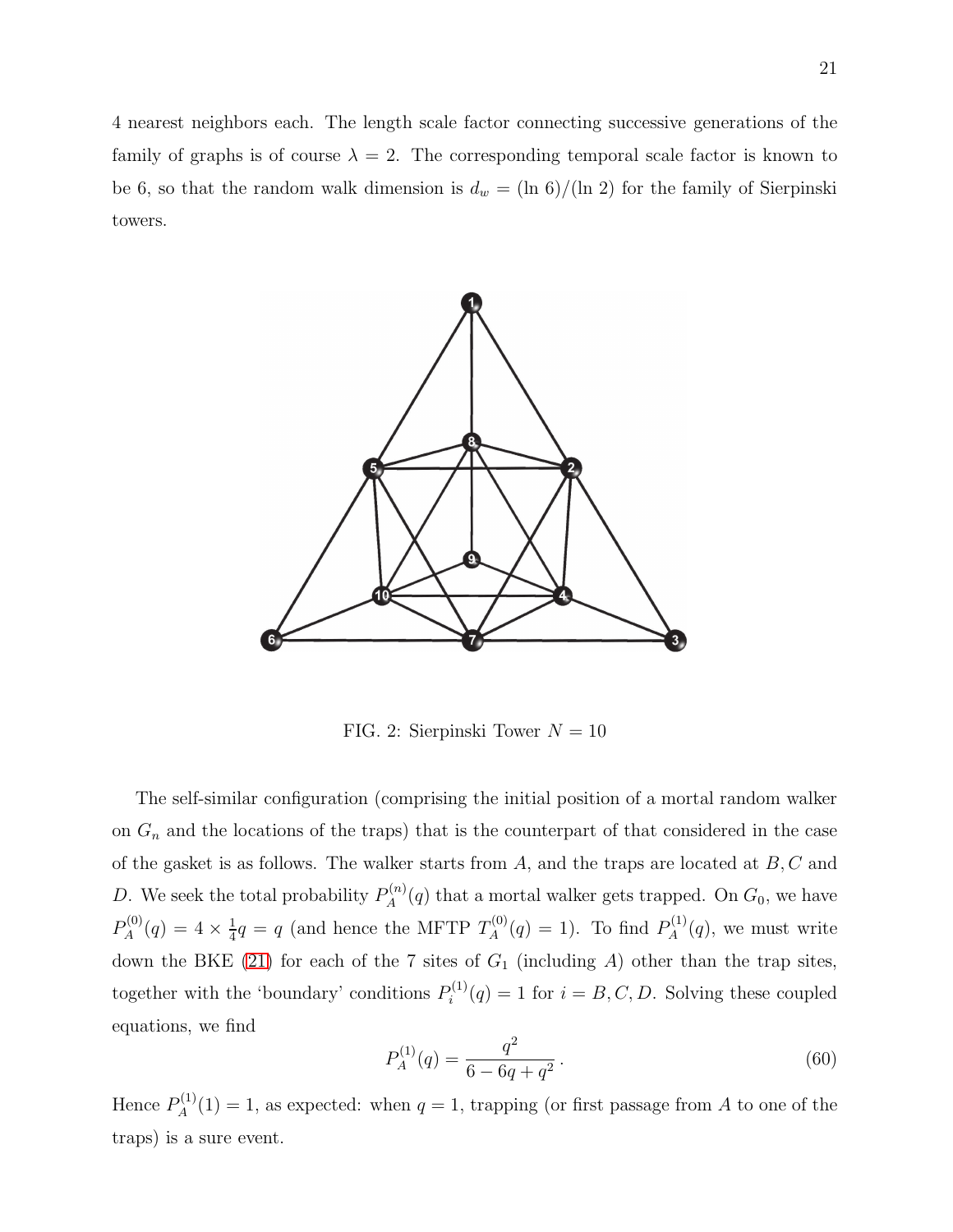4 nearest neighbors each. The length scale factor connecting successive generations of the family of graphs is of course $\lambda = 2$. The corresponding temporal scale factor is known to be 6, so that the random walk dimension is $d_w = (\ln 6)/(\ln 2)$ for the family of Sierpinski towers.

FIG. 2: Sierpinski Tower $N = 10$

The self-similar configuration (comprising the initial position of a mortal random walker on $G_n$ and the locations of the traps) that is the counterpart of that considered in the case of the gasket is as follows. The walker starts from $A$, and the traps are located at $B, C$ and $D$. We seek the total probability $P_A^{(n)}(q)$ that a mortal walker gets trapped. On $G_0$, we have $P_A^{(0)}(q) = 4 \times \frac{1}{4} q = q$ (and hence the MFTP $T_A^{(0)}(q) = 1$). To find $P_A^{(1)}(q)$, we must write down the BKE (21) for each of the 7 sites of $G_1$ (including $A$) other than the trap sites, together with the 'boundary' conditions $P_i^{(1)}(q) = 1$ for $i = B, C, D$. Solving these coupled equations, we find

$$P_A^{(1)}(q) = \frac{q^2}{6 - 6q + q^2}\,. \tag{60}$$

Hence $P_A^{(1)}(1) = 1$, as expected: when $q = 1$, trapping (or first passage from $A$ to one of the traps) is a sure event.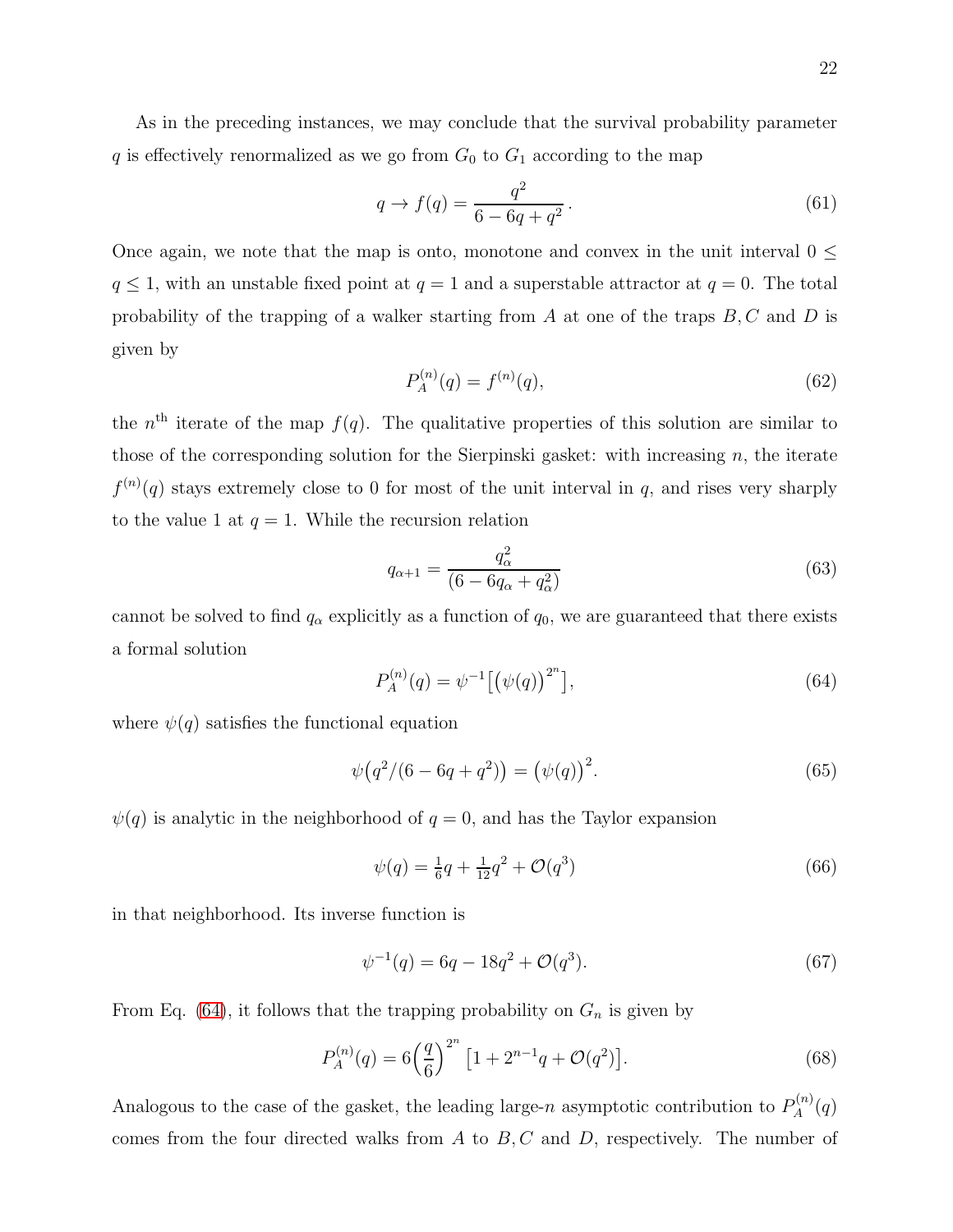As in the preceding instances, we may conclude that the survival probability parameter $q$ is effectively renormalized as we go from $G_0$ to $G_1$ according to the map

$$q \to f(q) = \frac{q^2}{6 - 6q + q^2}\,. \tag{61}$$

Once again, we note that the map is onto, monotone and convex in the unit interval $0 \leq q \leq 1$, with an unstable fixed point at $q = 1$ and a superstable attractor at $q = 0$. The total probability of the trapping of a walker starting from $A$ at one of the traps $B, C$ and $D$ is given by

$$P_A^{(n)}(q) = f^{(n)}(q), \tag{62}$$

the $n^{\text{th}}$ iterate of the map $f(q)$. The qualitative properties of this solution are similar to those of the corresponding solution for the Sierpinski gasket: with increasing $n$, the iterate $f^{(n)}(q)$ stays extremely close to 0 for most of the unit interval in $q$, and rises very sharply to the value 1 at $q = 1$. While the recursion relation

$$q_{\alpha+1} = \frac{q_\alpha^2}{(6 - 6q_\alpha + q_\alpha^2)} \tag{63}$$

cannot be solved to find $q_\alpha$ explicitly as a function of $q_0$, we are guaranteed that there exists a formal solution

$$P_A^{(n)}(q) = \psi^{-1}\big[\big(\psi(q)\big)^{2^n}\big], \tag{64}$$

where $\psi(q)$ satisfies the functional equation

$$\psi\big(q^2/(6 - 6q + q^2)\big) = \big(\psi(q)\big)^2. \tag{65}$$

$\psi(q)$ is analytic in the neighborhood of $q = 0$, and has the Taylor expansion

$$\psi(q) = \tfrac{1}{6}q + \tfrac{1}{12}q^2 + \mathcal{O}(q^3) \tag{66}$$

in that neighborhood. Its inverse function is

$$\psi^{-1}(q) = 6q - 18q^2 + \mathcal{O}(q^3). \tag{67}$$

From Eq. (64), it follows that the trapping probability on $G_n$ is given by

$$P_A^{(n)}(q) = 6\Big(\frac{q}{6}\Big)^{2^n}\,\big[1 + 2^{n-1}q + \mathcal{O}(q^2)\big]. \tag{68}$$

Analogous to the case of the gasket, the leading large-$n$ asymptotic contribution to $P_A^{(n)}(q)$ comes from the four directed walks from $A$ to $B, C$ and $D$, respectively. The number of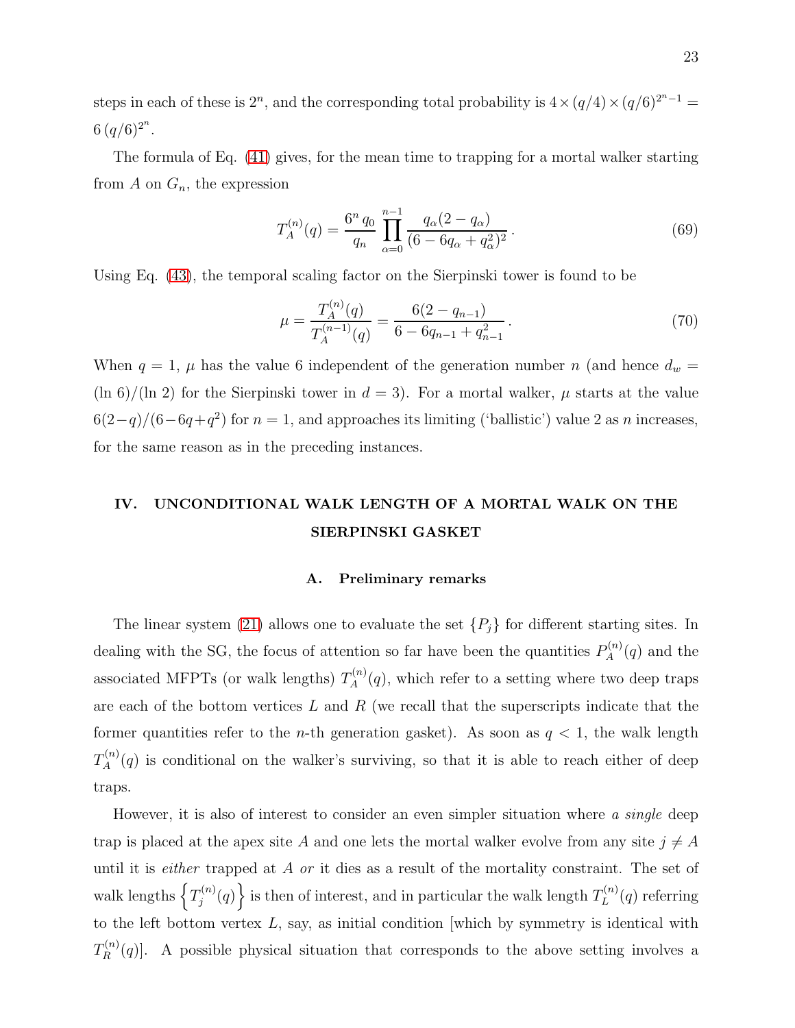steps in each of these is $2^n$, and the corresponding total probability is $4 \times (q/4) \times (q/6)^{2^n - 1} = 6\,(q/6)^{2^n}$.

The formula of Eq. (41) gives, for the mean time to trapping for a mortal walker starting from $A$ on $G_n$, the expression

$$T_A^{(n)}(q) = \frac{6^n\, q_0}{q_n} \prod_{\alpha=0}^{n-1} \frac{q_\alpha (2 - q_\alpha)}{(6 - 6q_\alpha + q_\alpha^2)^2}\,. \tag{69}$$

Using Eq. (43), the temporal scaling factor on the Sierpinski tower is found to be

$$\mu = \frac{T_A^{(n)}(q)}{T_A^{(n-1)}(q)} = \frac{6(2 - q_{n-1})}{6 - 6q_{n-1} + q_{n-1}^2}\,. \tag{70}$$

When $q = 1$, $\mu$ has the value 6 independent of the generation number $n$ (and hence $d_w = (\ln 6)/(\ln 2)$ for the Sierpinski tower in $d = 3$). For a mortal walker, $\mu$ starts at the value $6(2-q)/(6-6q+q^2)$ for $n = 1$, and approaches its limiting ('ballistic') value 2 as $n$ increases, for the same reason as in the preceding instances.

## IV. UNCONDITIONAL WALK LENGTH OF A MORTAL WALK ON THE SIERPINSKI GASKET

### A. Preliminary remarks

The linear system (21) allows one to evaluate the set $\{P_j\}$ for different starting sites. In dealing with the SG, the focus of attention so far have been the quantities $P_A^{(n)}(q)$ and the associated MFPTs (or walk lengths) $T_A^{(n)}(q)$, which refer to a setting where two deep traps are each of the bottom vertices $L$ and $R$ (we recall that the superscripts indicate that the former quantities refer to the $n$-th generation gasket). As soon as $q < 1$, the walk length $T_A^{(n)}(q)$ is conditional on the walker's surviving, so that it is able to reach either of deep traps.

However, it is also of interest to consider an even simpler situation where *a single* deep trap is placed at the apex site $A$ and one lets the mortal walker evolve from any site $j \neq A$ until it is *either* trapped at $A$ *or* it dies as a result of the mortality constraint. The set of walk lengths $\left\{T_j^{(n)}(q)\right\}$ is then of interest, and in particular the walk length $T_L^{(n)}(q)$ referring to the left bottom vertex $L$, say, as initial condition [which by symmetry is identical with $T_R^{(n)}(q)$]. A possible physical situation that corresponds to the above setting involves a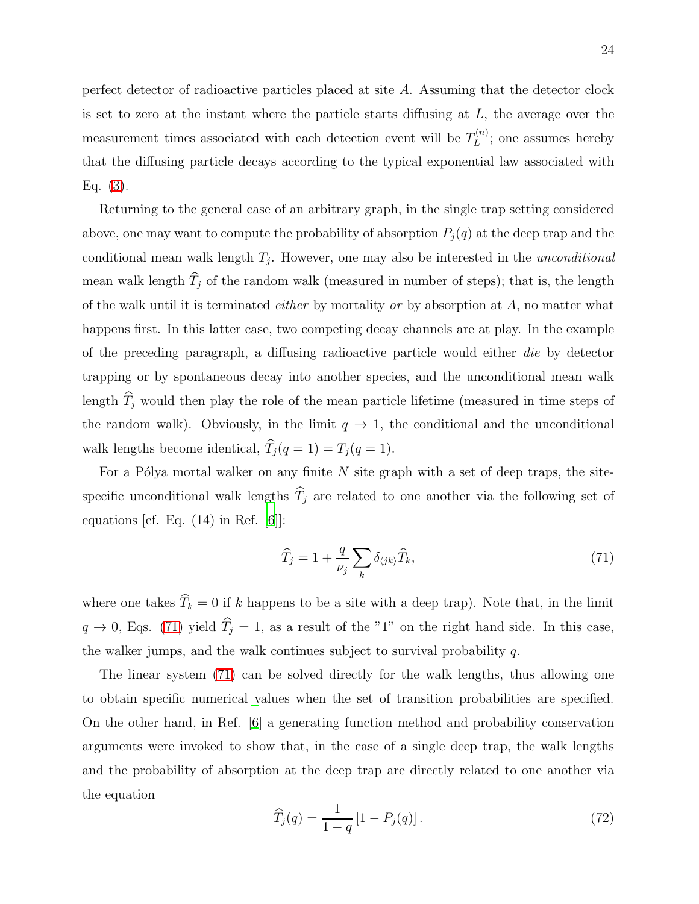perfect detector of radioactive particles placed at site $A$. Assuming that the detector clock is set to zero at the instant where the particle starts diffusing at $L$, the average over the measurement times associated with each detection event will be $T_L^{(n)}$; one assumes hereby that the diffusing particle decays according to the typical exponential law associated with Eq. (3).

Returning to the general case of an arbitrary graph, in the single trap setting considered above, one may want to compute the probability of absorption $P_j(q)$ at the deep trap and the conditional mean walk length $T_j$. However, one may also be interested in the *unconditional* mean walk length $\widehat{T}_j$ of the random walk (measured in number of steps); that is, the length of the walk until it is terminated *either* by mortality *or* by absorption at $A$, no matter what happens first. In this latter case, two competing decay channels are at play. In the example of the preceding paragraph, a diffusing radioactive particle would either *die* by detector trapping or by spontaneous decay into another species, and the unconditional mean walk length $\widehat{T}_j$ would then play the role of the mean particle lifetime (measured in time steps of the random walk). Obviously, in the limit $q \to 1$, the conditional and the unconditional walk lengths become identical, $\widehat{T}_j(q = 1) = T_j(q = 1)$.

For a Pólya mortal walker on any finite $N$ site graph with a set of deep traps, the site-specific unconditional walk lengths $\widehat{T}_j$ are related to one another via the following set of equations [cf. Eq. (14) in Ref. [6]]:

$$\widehat{T}_j = 1 + \frac{q}{\nu_j} \sum_k \delta_{\langle jk \rangle} \widehat{T}_k, \tag{71}$$

where one takes $\widehat{T}_k = 0$ if $k$ happens to be a site with a deep trap). Note that, in the limit $q \to 0$, Eqs. (71) yield $\widehat{T}_j = 1$, as a result of the "1" on the right hand side. In this case, the walker jumps, and the walk continues subject to survival probability $q$.

The linear system (71) can be solved directly for the walk lengths, thus allowing one to obtain specific numerical values when the set of transition probabilities are specified. On the other hand, in Ref. [6] a generating function method and probability conservation arguments were invoked to show that, in the case of a single deep trap, the walk lengths and the probability of absorption at the deep trap are directly related to one another via the equation

$$\widehat{T}_j(q) = \frac{1}{1-q} \left[1 - P_j(q)\right]. \tag{72}$$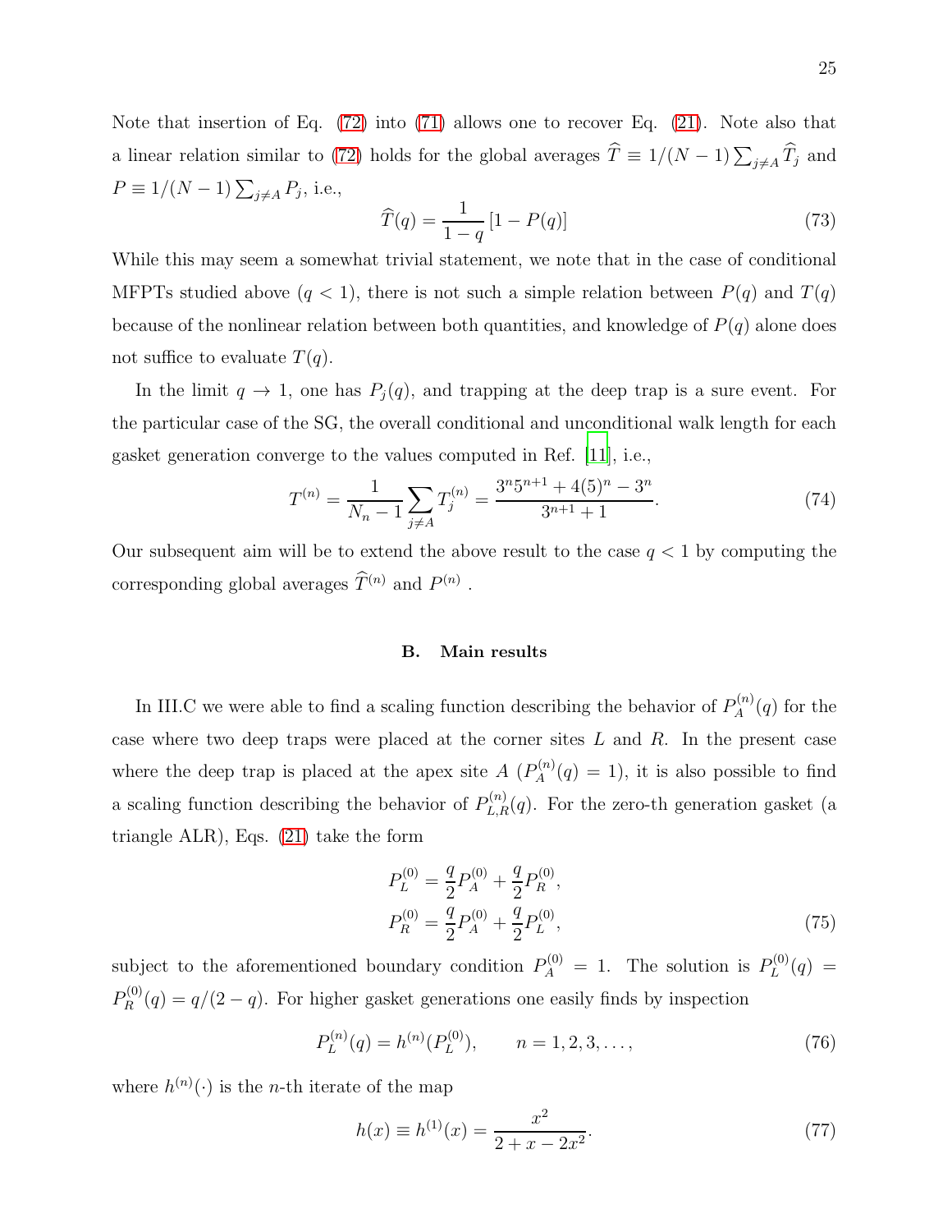Note that insertion of Eq. (72) into (71) allows one to recover Eq. (21). Note also that a linear relation similar to (72) holds for the global averages $\widehat{T} \equiv 1/(N-1)\sum_{j\neq A} \widehat{T}_j$ and $P \equiv 1/(N-1)\sum_{j\neq A} P_j$, i.e.,

$$\widehat{T}(q) = \frac{1}{1-q}\left[1 - P(q)\right] \tag{73}$$

While this may seem a somewhat trivial statement, we note that in the case of conditional MFPTs studied above ($q < 1$), there is not such a simple relation between $P(q)$ and $T(q)$ because of the nonlinear relation between both quantities, and knowledge of $P(q)$ alone does not suffice to evaluate $T(q)$.

In the limit $q \to 1$, one has $P_j(q)$, and trapping at the deep trap is a sure event. For the particular case of the SG, the overall conditional and unconditional walk length for each gasket generation converge to the values computed in Ref. [11], i.e.,

$$T^{(n)} = \frac{1}{N_n - 1}\sum_{j\neq A} T_j^{(n)} = \frac{3^n 5^{n+1} + 4(5)^n - 3^n}{3^{n+1}+1}. \tag{74}$$

Our subsequent aim will be to extend the above result to the case $q < 1$ by computing the corresponding global averages $\widehat{T}^{(n)}$ and $P^{(n)}$ .

### B. Main results

In III.C we were able to find a scaling function describing the behavior of $P_A^{(n)}(q)$ for the case where two deep traps were placed at the corner sites $L$ and $R$. In the present case where the deep trap is placed at the apex site $A$ ($P_A^{(n)}(q) = 1$), it is also possible to find a scaling function describing the behavior of $P_{L,R}^{(n)}(q)$. For the zero-th generation gasket (a triangle ALR), Eqs. (21) take the form

$$\begin{aligned}
P_L^{(0)} &= \frac{q}{2}P_A^{(0)} + \frac{q}{2}P_R^{(0)}, \\
P_R^{(0)} &= \frac{q}{2}P_A^{(0)} + \frac{q}{2}P_L^{(0)},
\end{aligned} \tag{75}$$

subject to the aforementioned boundary condition $P_A^{(0)} = 1$. The solution is $P_L^{(0)}(q) = P_R^{(0)}(q) = q/(2-q)$. For higher gasket generations one easily finds by inspection

$$P_L^{(n)}(q) = h^{(n)}(P_L^{(0)}), \qquad n = 1, 2, 3, \ldots, \tag{76}$$

where $h^{(n)}(\cdot)$ is the $n$-th iterate of the map

$$h(x) \equiv h^{(1)}(x) = \frac{x^2}{2 + x - 2x^2}. \tag{77}$$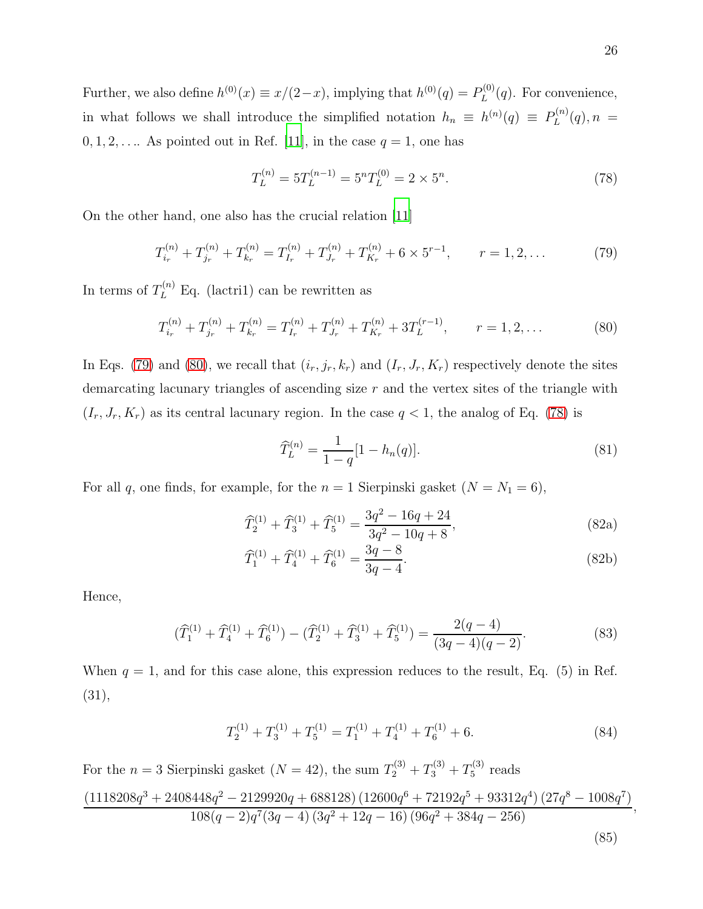Further, we also define $h^{(0)}(x) \equiv x/(2-x)$, implying that $h^{(0)}(q) = P_L^{(0)}(q)$. For convenience, in what follows we shall introduce the simplified notation $h_n \equiv h^{(n)}(q) \equiv P_L^{(n)}(q), n = 0, 1, 2, \ldots$. As pointed out in Ref. [11], in the case $q = 1$, one has

$$T_L^{(n)} = 5T_L^{(n-1)} = 5^n T_L^{(0)} = 2 \times 5^n. \tag{78}$$

On the other hand, one also has the crucial relation [11]

$$T_{i_r}^{(n)} + T_{j_r}^{(n)} + T_{k_r}^{(n)} = T_{I_r}^{(n)} + T_{J_r}^{(n)} + T_{K_r}^{(n)} + 6 \times 5^{r-1}, \qquad r = 1, 2, \ldots \tag{79}$$

In terms of $T_L^{(n)}$ Eq. (lactri1) can be rewritten as

$$T_{i_r}^{(n)} + T_{j_r}^{(n)} + T_{k_r}^{(n)} = T_{I_r}^{(n)} + T_{J_r}^{(n)} + T_{K_r}^{(n)} + 3T_L^{(r-1)}, \qquad r = 1, 2, \ldots \tag{80}$$

In Eqs. (79) and (80), we recall that $(i_r, j_r, k_r)$ and $(I_r, J_r, K_r)$ respectively denote the sites demarcating lacunary triangles of ascending size $r$ and the vertex sites of the triangle with $(I_r, J_r, K_r)$ as its central lacunary region. In the case $q < 1$, the analog of Eq. (78) is

$$\widehat{T}_L^{(n)} = \frac{1}{1-q}[1 - h_n(q)]. \tag{81}$$

For all $q$, one finds, for example, for the $n = 1$ Sierpinski gasket ($N = N_1 = 6$),

$$\widehat{T}_2^{(1)} + \widehat{T}_3^{(1)} + \widehat{T}_5^{(1)} = \frac{3q^2 - 16q + 24}{3q^2 - 10q + 8}, \tag{82a}$$

$$\widehat{T}_1^{(1)} + \widehat{T}_4^{(1)} + \widehat{T}_6^{(1)} = \frac{3q - 8}{3q - 4}. \tag{82b}$$

Hence,

$$(\widehat{T}_1^{(1)} + \widehat{T}_4^{(1)} + \widehat{T}_6^{(1)}) - (\widehat{T}_2^{(1)} + \widehat{T}_3^{(1)} + \widehat{T}_5^{(1)}) = \frac{2(q-4)}{(3q-4)(q-2)}. \tag{83}$$

When $q = 1$, and for this case alone, this expression reduces to the result, Eq. (5) in Ref. (31),

$$T_2^{(1)} + T_3^{(1)} + T_5^{(1)} = T_1^{(1)} + T_4^{(1)} + T_6^{(1)} + 6. \tag{84}$$

For the $n = 3$ Sierpinski gasket ($N = 42$), the sum $T_2^{(3)} + T_3^{(3)} + T_5^{(3)}$ reads

$$\frac{(1118208q^3 + 2408448q^2 - 2129920q + 688128)\,(12600q^6 + 72192q^5 + 93312q^4)\,(27q^8 - 1008q^7)}{108(q-2)q^7(3q-4)\,(3q^2 + 12q - 16)\,(96q^2 + 384q - 256)}, \tag{85}$$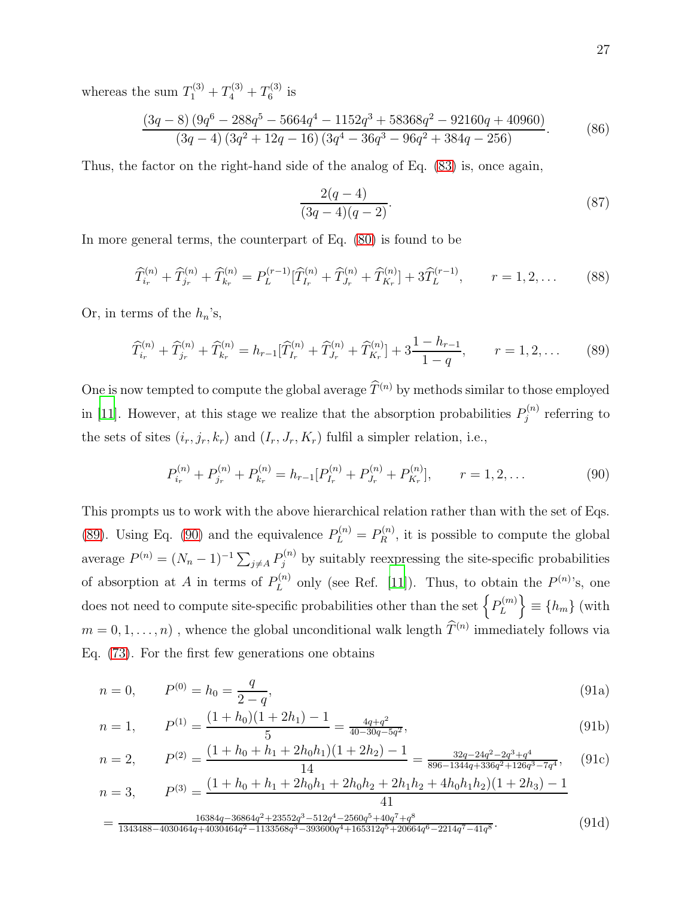whereas the sum $T_1^{(3)} + T_4^{(3)} + T_6^{(3)}$ is

$$\frac{(3q-8)\,(9q^6 - 288q^5 - 5664q^4 - 1152q^3 + 58368q^2 - 92160q + 40960)}{(3q-4)\,(3q^2+12q-16)\,(3q^4 - 36q^3 - 96q^2 + 384q - 256)}. \tag{86}$$

Thus, the factor on the right-hand side of the analog of Eq. (83) is, once again,

$$\frac{2(q-4)}{(3q-4)(q-2)}. \tag{87}$$

In more general terms, the counterpart of Eq. (80) is found to be

$$\widehat{T}_{i_r}^{(n)} + \widehat{T}_{j_r}^{(n)} + \widehat{T}_{k_r}^{(n)} = P_L^{(r-1)}[\widehat{T}_{I_r}^{(n)} + \widehat{T}_{J_r}^{(n)} + \widehat{T}_{K_r}^{(n)}] + 3\widehat{T}_L^{(r-1)}, \qquad r = 1, 2, \ldots \tag{88}$$

Or, in terms of the $h_n$'s,

$$\widehat{T}_{i_r}^{(n)} + \widehat{T}_{j_r}^{(n)} + \widehat{T}_{k_r}^{(n)} = h_{r-1}[\widehat{T}_{I_r}^{(n)} + \widehat{T}_{J_r}^{(n)} + \widehat{T}_{K_r}^{(n)}] + 3\frac{1-h_{r-1}}{1-q}, \qquad r = 1, 2, \ldots \tag{89}$$

One is now tempted to compute the global average $\widehat{T}^{(n)}$ by methods similar to those employed in [11]. However, at this stage we realize that the absorption probabilities $P_j^{(n)}$ referring to the sets of sites $(i_r, j_r, k_r)$ and $(I_r, J_r, K_r)$ fulfil a simpler relation, i.e.,

$$P_{i_r}^{(n)} + P_{j_r}^{(n)} + P_{k_r}^{(n)} = h_{r-1}[P_{I_r}^{(n)} + P_{J_r}^{(n)} + P_{K_r}^{(n)}], \qquad r = 1, 2, \ldots \tag{90}$$

This prompts us to work with the above hierarchical relation rather than with the set of Eqs. (89). Using Eq. (90) and the equivalence $P_L^{(n)} = P_R^{(n)}$, it is possible to compute the global average $P^{(n)} = (N_n - 1)^{-1}\sum_{j \neq A} P_j^{(n)}$ by suitably reexpressing the site-specific probabilities of absorption at $A$ in terms of $P_L^{(n)}$ only (see Ref. [11]). Thus, to obtain the $P^{(n)}$'s, one does not need to compute site-specific probabilities other than the set $\left\{P_L^{(m)}\right\} \equiv \{h_m\}$ (with $m = 0, 1, \ldots, n$) , whence the global unconditional walk length $\widehat{T}^{(n)}$ immediately follows via Eq. (73). For the first few generations one obtains

$$n = 0, \qquad P^{(0)} = h_0 = \frac{q}{2-q}, \tag{91a}$$

$$n = 1, \qquad P^{(1)} = \frac{(1+h_0)(1+2h_1) - 1}{5} = \frac{4q+q^2}{40-30q-5q^2}, \tag{91b}$$

$$n = 2, \qquad P^{(2)} = \frac{(1+h_0+h_1+2h_0h_1)(1+2h_2) - 1}{14} = \frac{32q - 24q^2 - 2q^3 + q^4}{896 - 1344q + 336q^2 + 126q^3 - 7q^4}, \tag{91c}$$

$$n = 3, \qquad P^{(3)} = \frac{(1+h_0+h_1+2h_0h_1+2h_0h_2+2h_1h_2+4h_0h_1h_2)(1+2h_3) - 1}{41}$$

$$= \frac{16384q - 36864q^2 + 23552q^3 - 512q^4 - 2560q^5 + 40q^7 + q^8}{1343488 - 4030464q + 4030464q^2 - 1133568q^3 - 393600q^4 + 165312q^5 + 20664q^6 - 2214q^7 - 41q^8}. \tag{91d}$$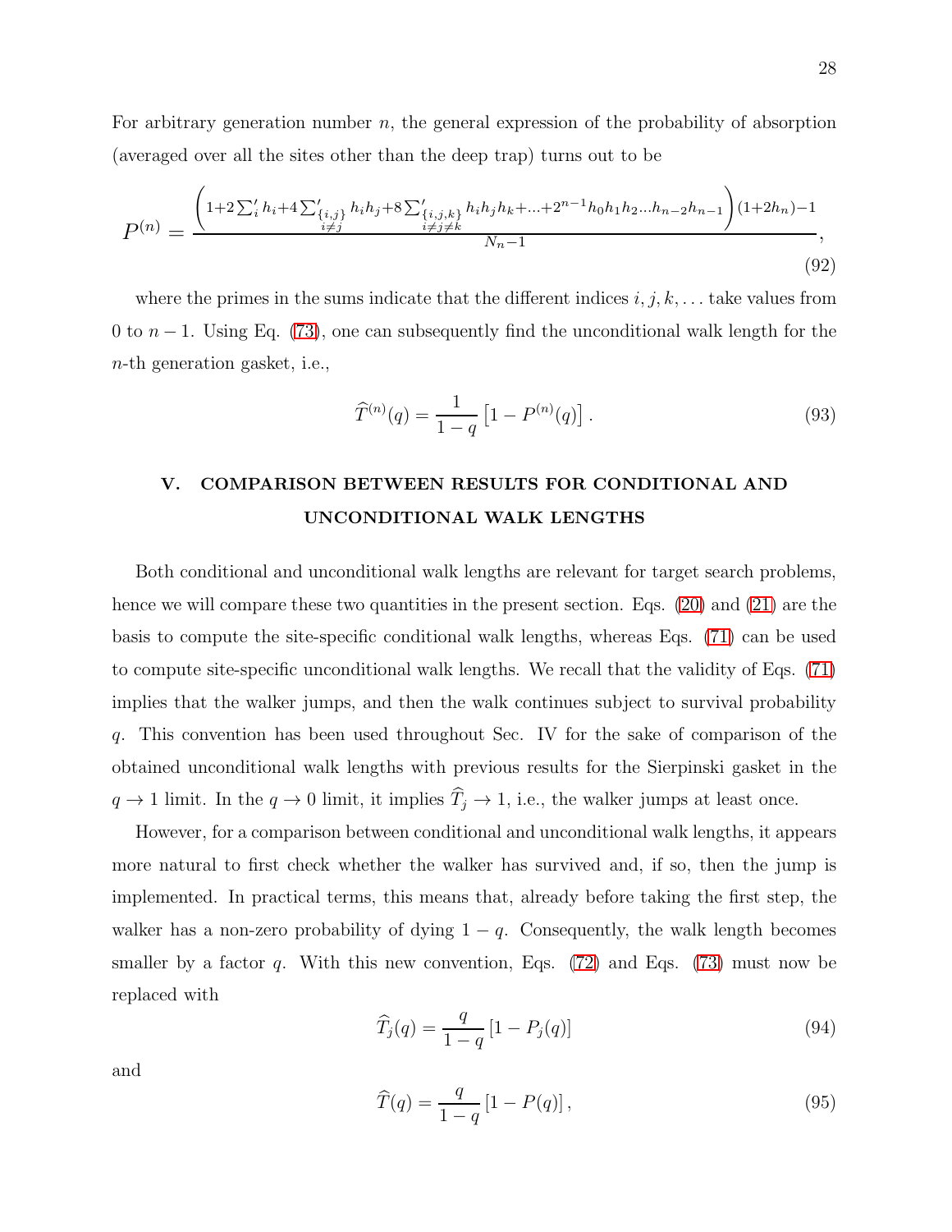For arbitrary generation number $n$, the general expression of the probability of absorption (averaged over all the sites other than the deep trap) turns out to be

$$P^{(n)} = \frac{\left(1+2\sum_i' h_i + 4\sum_{\substack{\{i,j\}\\ i\neq j}}' h_i h_j + 8\sum_{\substack{\{i,j,k\}\\ i\neq j\neq k}}' h_i h_j h_k + \ldots + 2^{n-1} h_0 h_1 h_2 \ldots h_{n-2} h_{n-1}\right)(1+2h_n) - 1}{N_n - 1}, \tag{92}$$

where the primes in the sums indicate that the different indices $i, j, k, \ldots$ take values from 0 to $n-1$. Using Eq. (73), one can subsequently find the unconditional walk length for the $n$-th generation gasket, i.e.,

$$\widehat{T}^{(n)}(q) = \frac{1}{1-q}\left[1 - P^{(n)}(q)\right]. \tag{93}$$

## V. COMPARISON BETWEEN RESULTS FOR CONDITIONAL AND UNCONDITIONAL WALK LENGTHS

Both conditional and unconditional walk lengths are relevant for target search problems, hence we will compare these two quantities in the present section. Eqs. (20) and (21) are the basis to compute the site-specific conditional walk lengths, whereas Eqs. (71) can be used to compute site-specific unconditional walk lengths. We recall that the validity of Eqs. (71) implies that the walker jumps, and then the walk continues subject to survival probability $q$. This convention has been used throughout Sec. IV for the sake of comparison of the obtained unconditional walk lengths with previous results for the Sierpinski gasket in the $q \to 1$ limit. In the $q \to 0$ limit, it implies $\widehat{T}_j \to 1$, i.e., the walker jumps at least once.

However, for a comparison between conditional and unconditional walk lengths, it appears more natural to first check whether the walker has survived and, if so, then the jump is implemented. In practical terms, this means that, already before taking the first step, the walker has a non-zero probability of dying $1-q$. Consequently, the walk length becomes smaller by a factor $q$. With this new convention, Eqs. (72) and Eqs. (73) must now be replaced with

$$\widehat{T}_j(q) = \frac{q}{1-q}\left[1 - P_j(q)\right] \tag{94}$$

and

$$\widehat{T}(q) = \frac{q}{1-q}\left[1 - P(q)\right], \tag{95}$$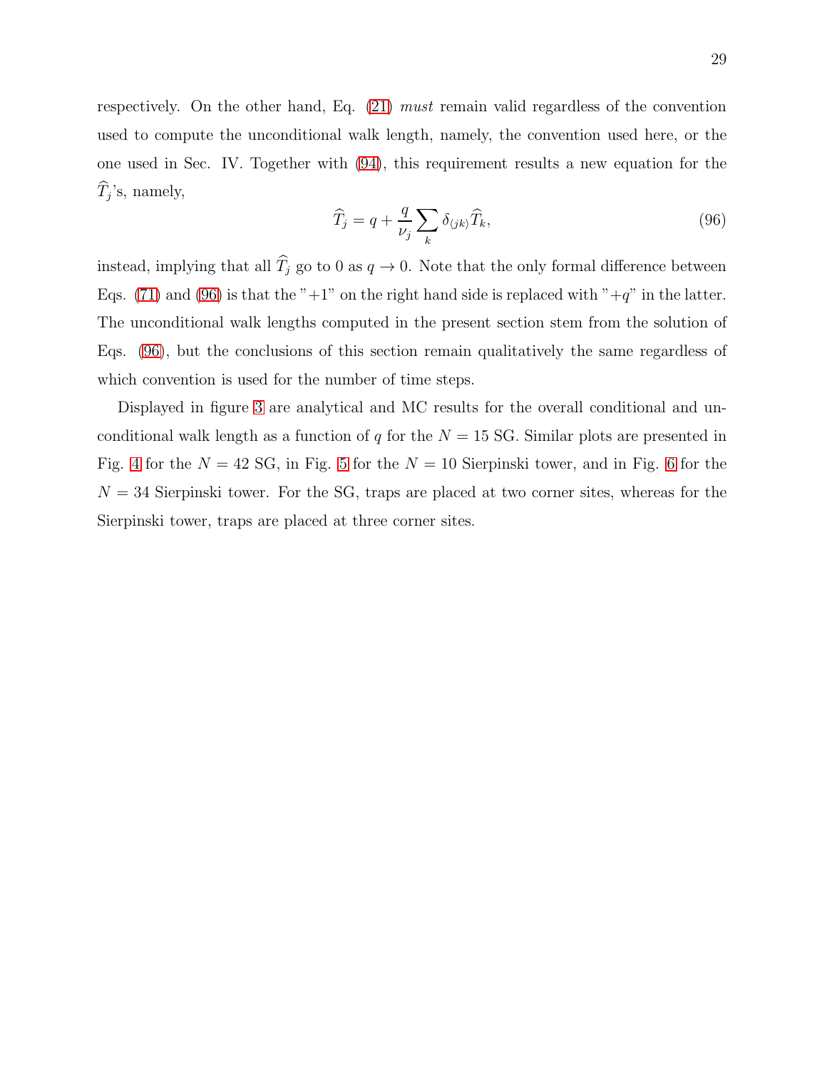respectively. On the other hand, Eq. (21) *must* remain valid regardless of the convention used to compute the unconditional walk length, namely, the convention used here, or the one used in Sec. IV. Together with (94), this requirement results a new equation for the $\widehat{T}_j$'s, namely,

$$\widehat{T}_j = q + \frac{q}{\nu_j} \sum_k \delta_{\langle jk \rangle} \widehat{T}_k, \tag{96}$$

instead, implying that all $\widehat{T}_j$ go to 0 as $q \to 0$. Note that the only formal difference between Eqs. (71) and (96) is that the "+1" on the right hand side is replaced with "$+q$" in the latter. The unconditional walk lengths computed in the present section stem from the solution of Eqs. (96), but the conclusions of this section remain qualitatively the same regardless of which convention is used for the number of time steps.

Displayed in figure 3 are analytical and MC results for the overall conditional and unconditional walk length as a function of $q$ for the $N = 15$ SG. Similar plots are presented in Fig. 4 for the $N = 42$ SG, in Fig. 5 for the $N = 10$ Sierpinski tower, and in Fig. 6 for the $N = 34$ Sierpinski tower. For the SG, traps are placed at two corner sites, whereas for the Sierpinski tower, traps are placed at three corner sites.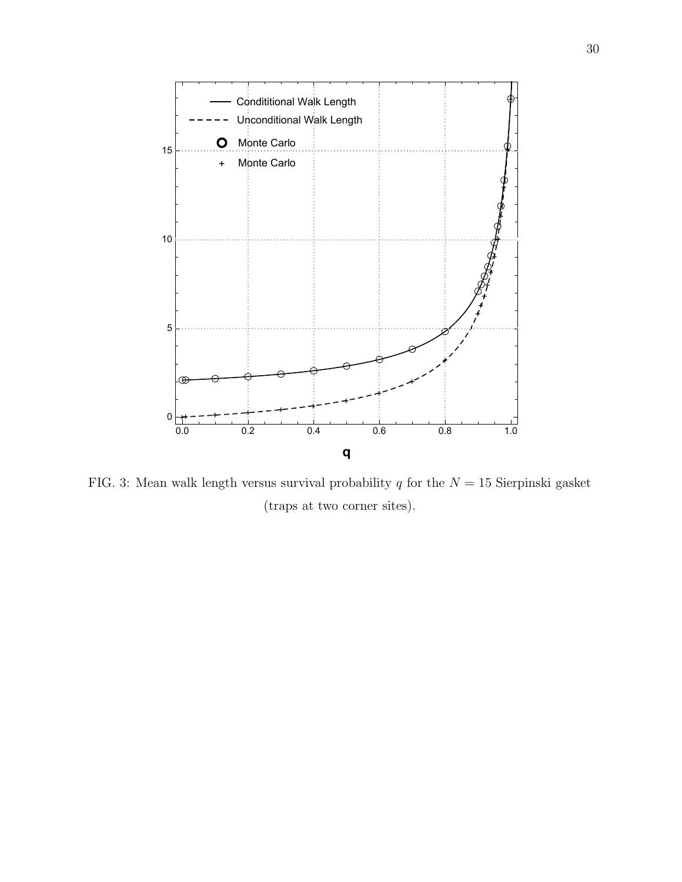FIG. 3: Mean walk length versus survival probability $q$ for the $N = 15$ Sierpinski gasket (traps at two corner sites).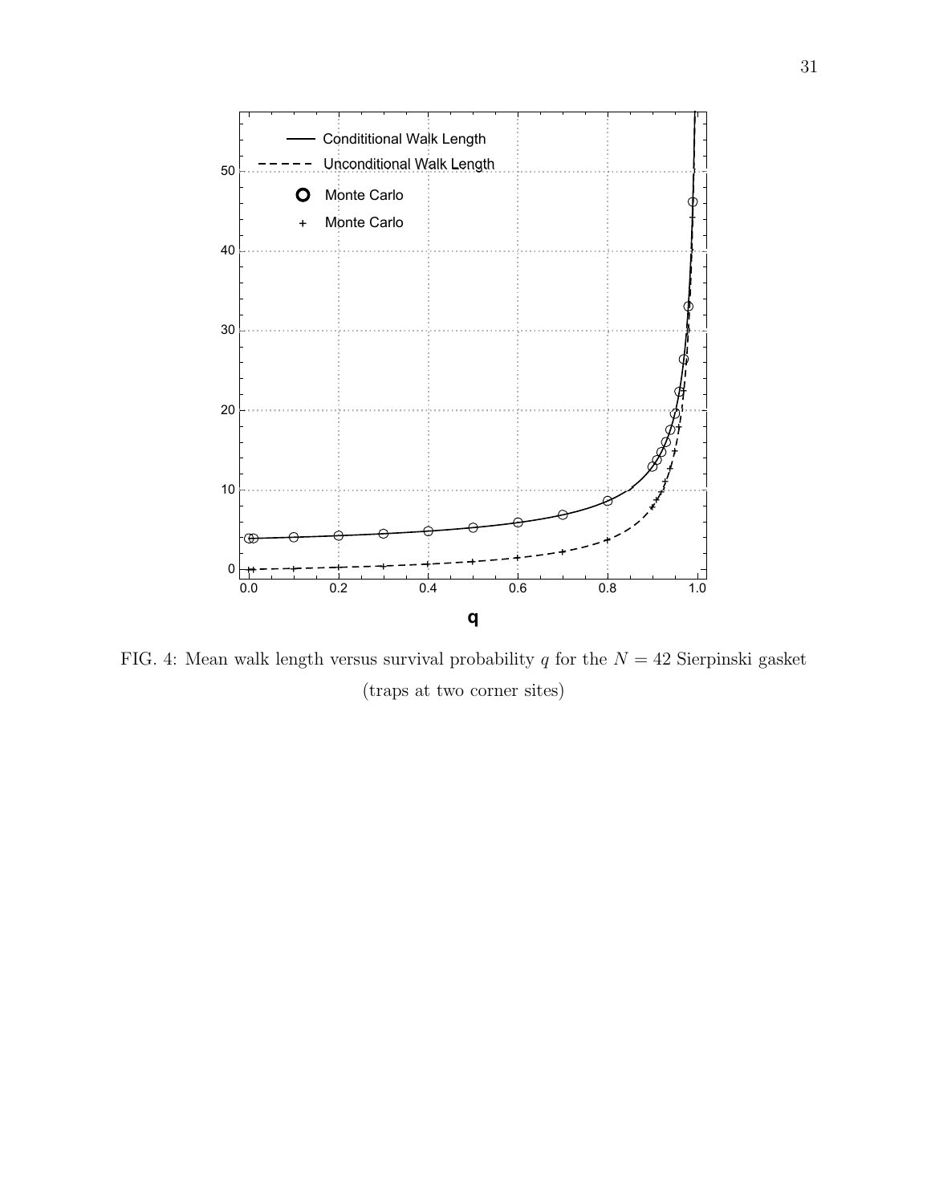FIG. 4: Mean walk length versus survival probability $q$ for the $N = 42$ Sierpinski gasket (traps at two corner sites)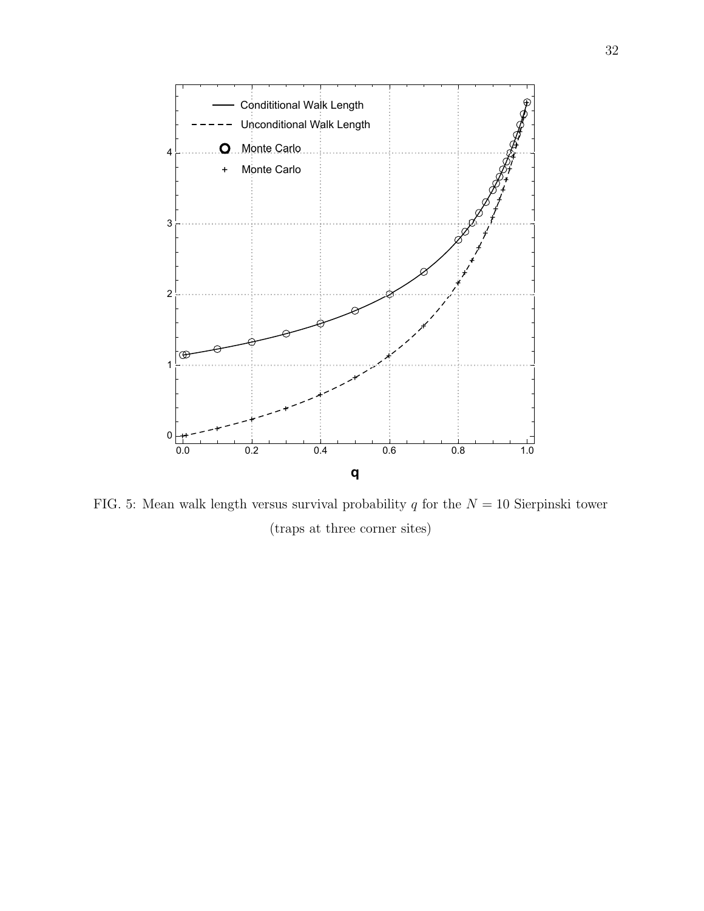FIG. 5: Mean walk length versus survival probability $q$ for the $N = 10$ Sierpinski tower (traps at three corner sites)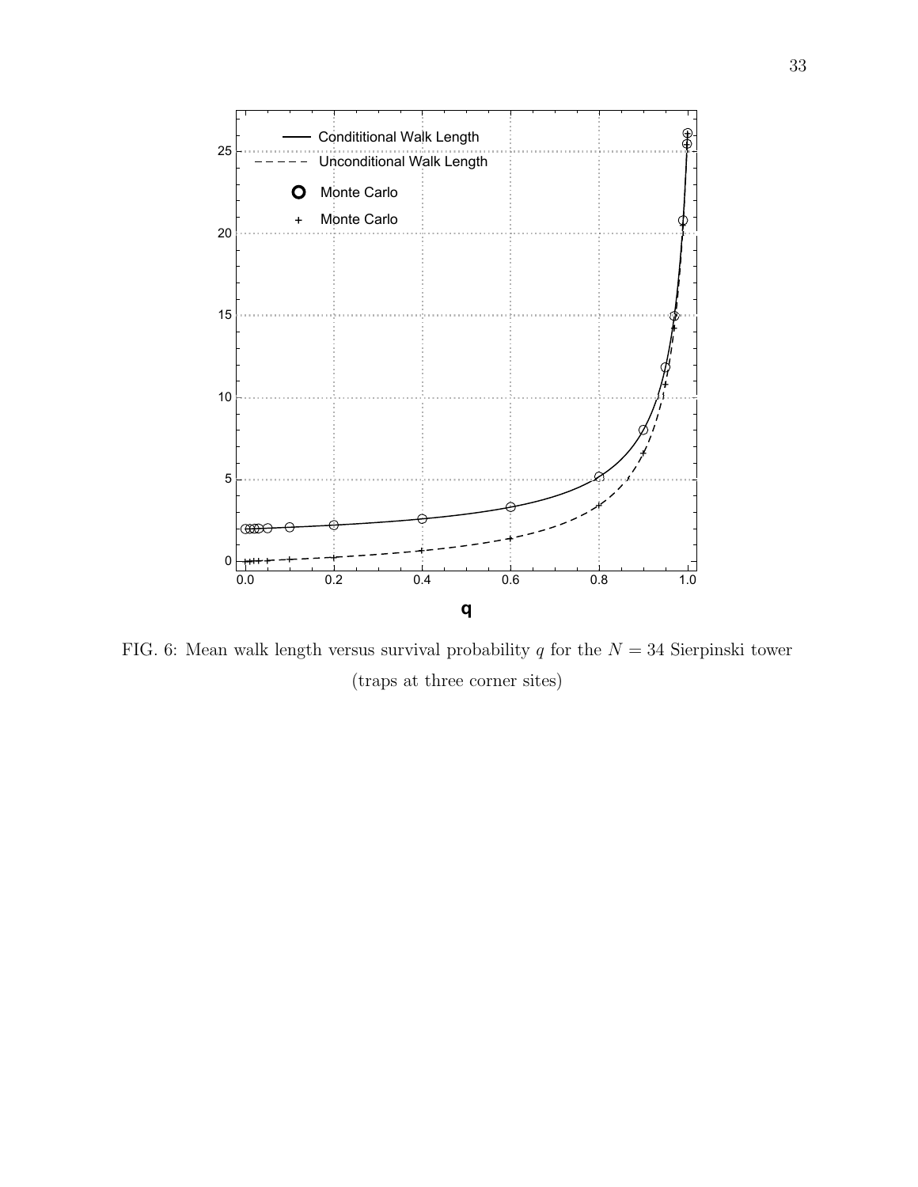FIG. 6: Mean walk length versus survival probability $q$ for the $N = 34$ Sierpinski tower (traps at three corner sites)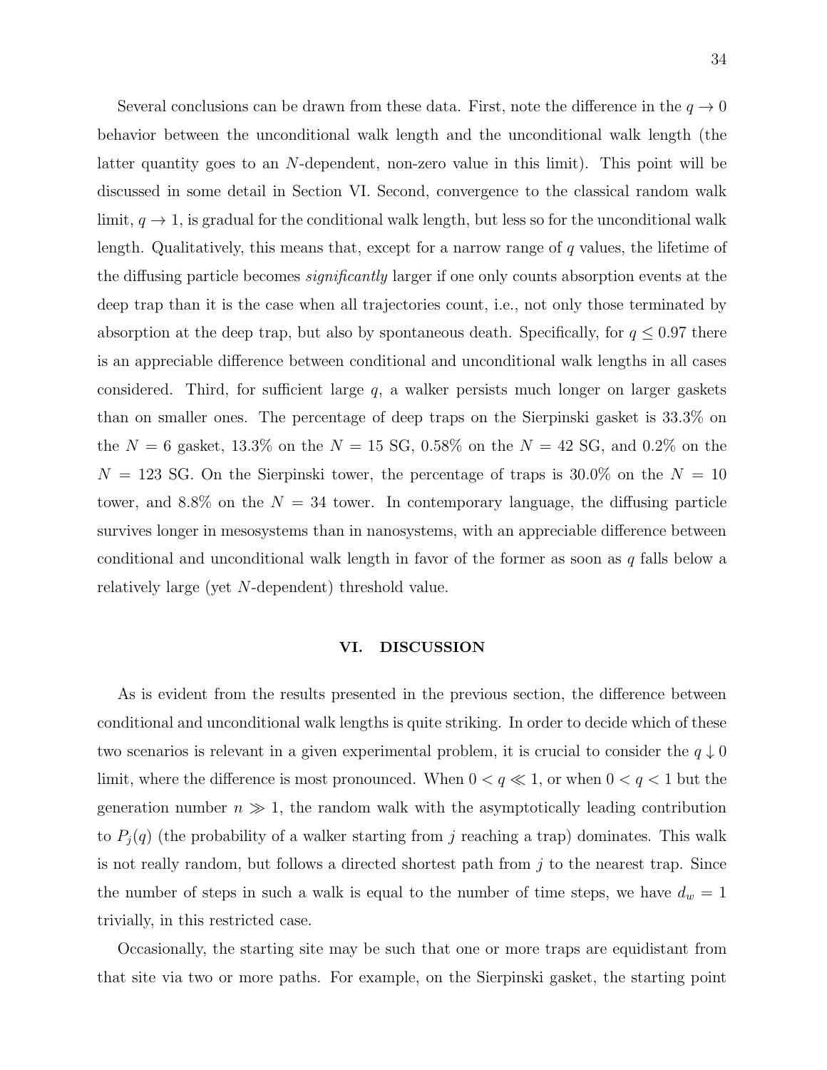Several conclusions can be drawn from these data. First, note the difference in the $q \to 0$ behavior between the unconditional walk length and the unconditional walk length (the latter quantity goes to an $N$-dependent, non-zero value in this limit). This point will be discussed in some detail in Section VI. Second, convergence to the classical random walk limit, $q \to 1$, is gradual for the conditional walk length, but less so for the unconditional walk length. Qualitatively, this means that, except for a narrow range of $q$ values, the lifetime of the diffusing particle becomes *significantly* larger if one only counts absorption events at the deep trap than it is the case when all trajectories count, i.e., not only those terminated by absorption at the deep trap, but also by spontaneous death. Specifically, for $q \leq 0.97$ there is an appreciable difference between conditional and unconditional walk lengths in all cases considered. Third, for sufficient large $q$, a walker persists much longer on larger gaskets than on smaller ones. The percentage of deep traps on the Sierpinski gasket is 33.3% on the $N = 6$ gasket, 13.3% on the $N = 15$ SG, 0.58% on the $N = 42$ SG, and 0.2% on the $N = 123$ SG. On the Sierpinski tower, the percentage of traps is 30.0% on the $N = 10$ tower, and 8.8% on the $N = 34$ tower. In contemporary language, the diffusing particle survives longer in mesosystems than in nanosystems, with an appreciable difference between conditional and unconditional walk length in favor of the former as soon as $q$ falls below a relatively large (yet $N$-dependent) threshold value.

## VI. DISCUSSION

As is evident from the results presented in the previous section, the difference between conditional and unconditional walk lengths is quite striking. In order to decide which of these two scenarios is relevant in a given experimental problem, it is crucial to consider the $q \downarrow 0$ limit, where the difference is most pronounced. When $0 < q \ll 1$, or when $0 < q < 1$ but the generation number $n \gg 1$, the random walk with the asymptotically leading contribution to $P_j(q)$ (the probability of a walker starting from $j$ reaching a trap) dominates. This walk is not really random, but follows a directed shortest path from $j$ to the nearest trap. Since the number of steps in such a walk is equal to the number of time steps, we have $d_w = 1$ trivially, in this restricted case.

Occasionally, the starting site may be such that one or more traps are equidistant from that site via two or more paths. For example, on the Sierpinski gasket, the starting point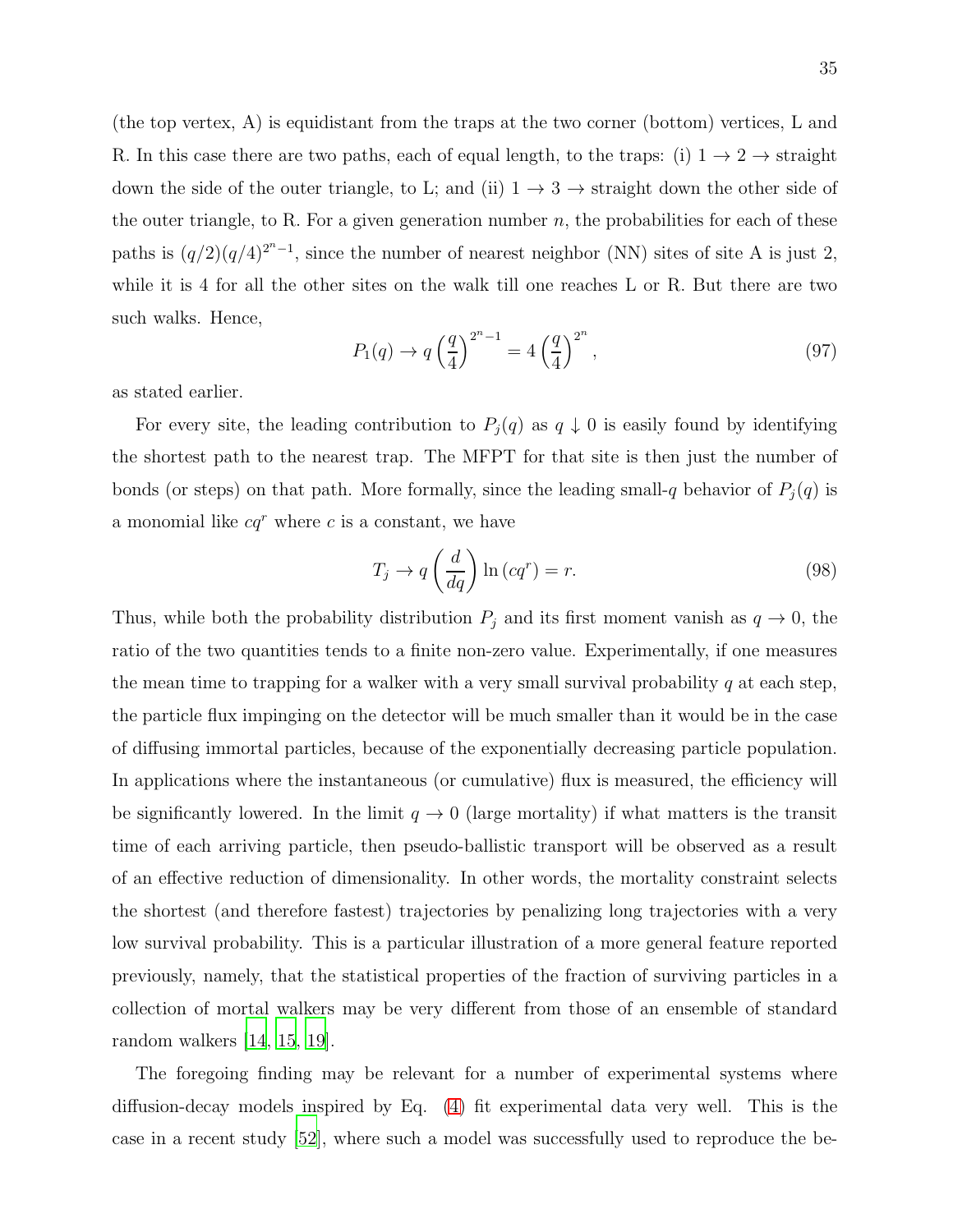(the top vertex, A) is equidistant from the traps at the two corner (bottom) vertices, L and R. In this case there are two paths, each of equal length, to the traps: (i) $1 \to 2 \to$ straight down the side of the outer triangle, to L; and (ii) $1 \to 3 \to$ straight down the other side of the outer triangle, to R. For a given generation number $n$, the probabilities for each of these paths is $(q/2)(q/4)^{2^n-1}$, since the number of nearest neighbor (NN) sites of site A is just 2, while it is 4 for all the other sites on the walk till one reaches L or R. But there are two such walks. Hence,

$$P_1(q) \to q \left(\frac{q}{4}\right)^{2^n-1} = 4 \left(\frac{q}{4}\right)^{2^n}, \tag{97}$$

as stated earlier.

For every site, the leading contribution to $P_j(q)$ as $q \downarrow 0$ is easily found by identifying the shortest path to the nearest trap. The MFPT for that site is then just the number of bonds (or steps) on that path. More formally, since the leading small-$q$ behavior of $P_j(q)$ is a monomial like $cq^r$ where $c$ is a constant, we have

$$T_j \to q \left(\frac{d}{dq}\right) \ln (cq^r) = r. \tag{98}$$

Thus, while both the probability distribution $P_j$ and its first moment vanish as $q \to 0$, the ratio of the two quantities tends to a finite non-zero value. Experimentally, if one measures the mean time to trapping for a walker with a very small survival probability $q$ at each step, the particle flux impinging on the detector will be much smaller than it would be in the case of diffusing immortal particles, because of the exponentially decreasing particle population. In applications where the instantaneous (or cumulative) flux is measured, the efficiency will be significantly lowered. In the limit $q \to 0$ (large mortality) if what matters is the transit time of each arriving particle, then pseudo-ballistic transport will be observed as a result of an effective reduction of dimensionality. In other words, the mortality constraint selects the shortest (and therefore fastest) trajectories by penalizing long trajectories with a very low survival probability. This is a particular illustration of a more general feature reported previously, namely, that the statistical properties of the fraction of surviving particles in a collection of mortal walkers may be very different from those of an ensemble of standard random walkers [14, 15, 19].

The foregoing finding may be relevant for a number of experimental systems where diffusion-decay models inspired by Eq. (4) fit experimental data very well. This is the case in a recent study [52], where such a model was successfully used to reproduce the be-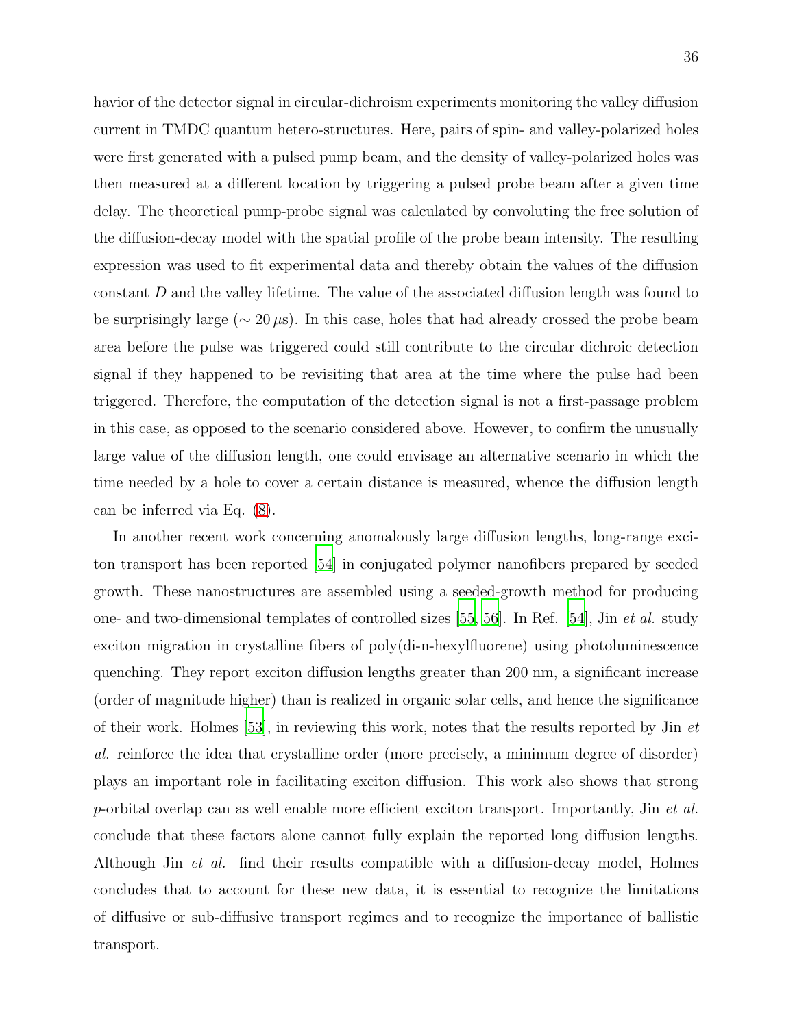havior of the detector signal in circular-dichroism experiments monitoring the valley diffusion current in TMDC quantum hetero-structures. Here, pairs of spin- and valley-polarized holes were first generated with a pulsed pump beam, and the density of valley-polarized holes was then measured at a different location by triggering a pulsed probe beam after a given time delay. The theoretical pump-probe signal was calculated by convoluting the free solution of the diffusion-decay model with the spatial profile of the probe beam intensity. The resulting expression was used to fit experimental data and thereby obtain the values of the diffusion constant $D$ and the valley lifetime. The value of the associated diffusion length was found to be surprisingly large ($\sim 20\,\mu$s). In this case, holes that had already crossed the probe beam area before the pulse was triggered could still contribute to the circular dichroic detection signal if they happened to be revisiting that area at the time where the pulse had been triggered. Therefore, the computation of the detection signal is not a first-passage problem in this case, as opposed to the scenario considered above. However, to confirm the unusually large value of the diffusion length, one could envisage an alternative scenario in which the time needed by a hole to cover a certain distance is measured, whence the diffusion length can be inferred via Eq. (8).

In another recent work concerning anomalously large diffusion lengths, long-range exciton transport has been reported [54] in conjugated polymer nanofibers prepared by seeded growth. These nanostructures are assembled using a seeded-growth method for producing one- and two-dimensional templates of controlled sizes [55, 56]. In Ref. [54], Jin *et al.* study exciton migration in crystalline fibers of poly(di-n-hexylfluorene) using photoluminescence quenching. They report exciton diffusion lengths greater than 200 nm, a significant increase (order of magnitude higher) than is realized in organic solar cells, and hence the significance of their work. Holmes [53], in reviewing this work, notes that the results reported by Jin *et al.* reinforce the idea that crystalline order (more precisely, a minimum degree of disorder) plays an important role in facilitating exciton diffusion. This work also shows that strong $p$-orbital overlap can as well enable more efficient exciton transport. Importantly, Jin *et al.* conclude that these factors alone cannot fully explain the reported long diffusion lengths. Although Jin *et al.* find their results compatible with a diffusion-decay model, Holmes concludes that to account for these new data, it is essential to recognize the limitations of diffusive or sub-diffusive transport regimes and to recognize the importance of ballistic transport.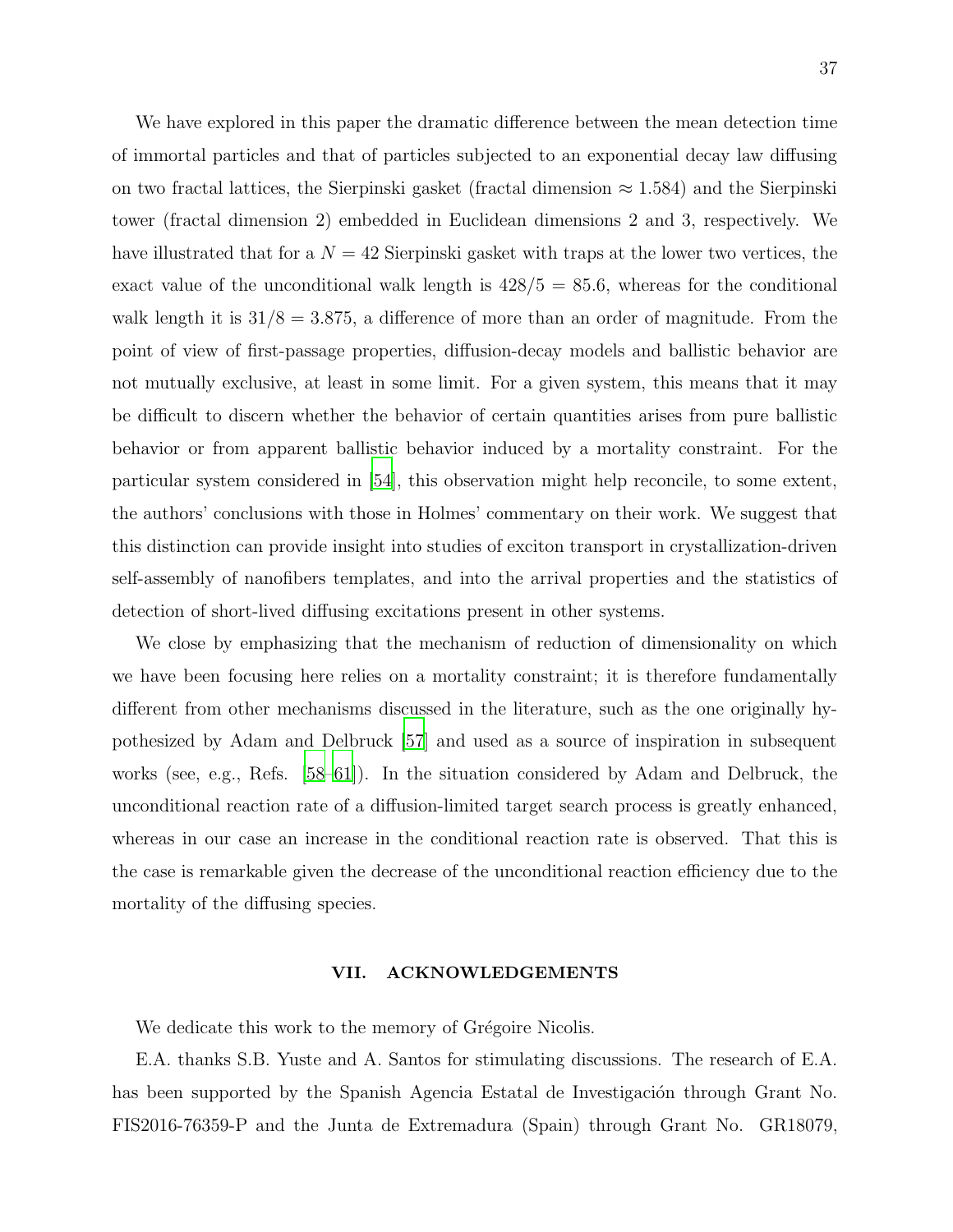We have explored in this paper the dramatic difference between the mean detection time of immortal particles and that of particles subjected to an exponential decay law diffusing on two fractal lattices, the Sierpinski gasket (fractal dimension $\approx 1.584$) and the Sierpinski tower (fractal dimension 2) embedded in Euclidean dimensions 2 and 3, respectively. We have illustrated that for a $N = 42$ Sierpinski gasket with traps at the lower two vertices, the exact value of the unconditional walk length is $428/5 = 85.6$, whereas for the conditional walk length it is $31/8 = 3.875$, a difference of more than an order of magnitude. From the point of view of first-passage properties, diffusion-decay models and ballistic behavior are not mutually exclusive, at least in some limit. For a given system, this means that it may be difficult to discern whether the behavior of certain quantities arises from pure ballistic behavior or from apparent ballistic behavior induced by a mortality constraint. For the particular system considered in [54], this observation might help reconcile, to some extent, the authors' conclusions with those in Holmes' commentary on their work. We suggest that this distinction can provide insight into studies of exciton transport in crystallization-driven self-assembly of nanofibers templates, and into the arrival properties and the statistics of detection of short-lived diffusing excitations present in other systems.

We close by emphasizing that the mechanism of reduction of dimensionality on which we have been focusing here relies on a mortality constraint; it is therefore fundamentally different from other mechanisms discussed in the literature, such as the one originally hypothesized by Adam and Delbruck [57] and used as a source of inspiration in subsequent works (see, e.g., Refs. [58–61]). In the situation considered by Adam and Delbruck, the unconditional reaction rate of a diffusion-limited target search process is greatly enhanced, whereas in our case an increase in the conditional reaction rate is observed. That this is the case is remarkable given the decrease of the unconditional reaction efficiency due to the mortality of the diffusing species.

## VII. ACKNOWLEDGEMENTS

We dedicate this work to the memory of Grégoire Nicolis.

E.A. thanks S.B. Yuste and A. Santos for stimulating discussions. The research of E.A. has been supported by the Spanish Agencia Estatal de Investigación through Grant No. FIS2016-76359-P and the Junta de Extremadura (Spain) through Grant No. GR18079,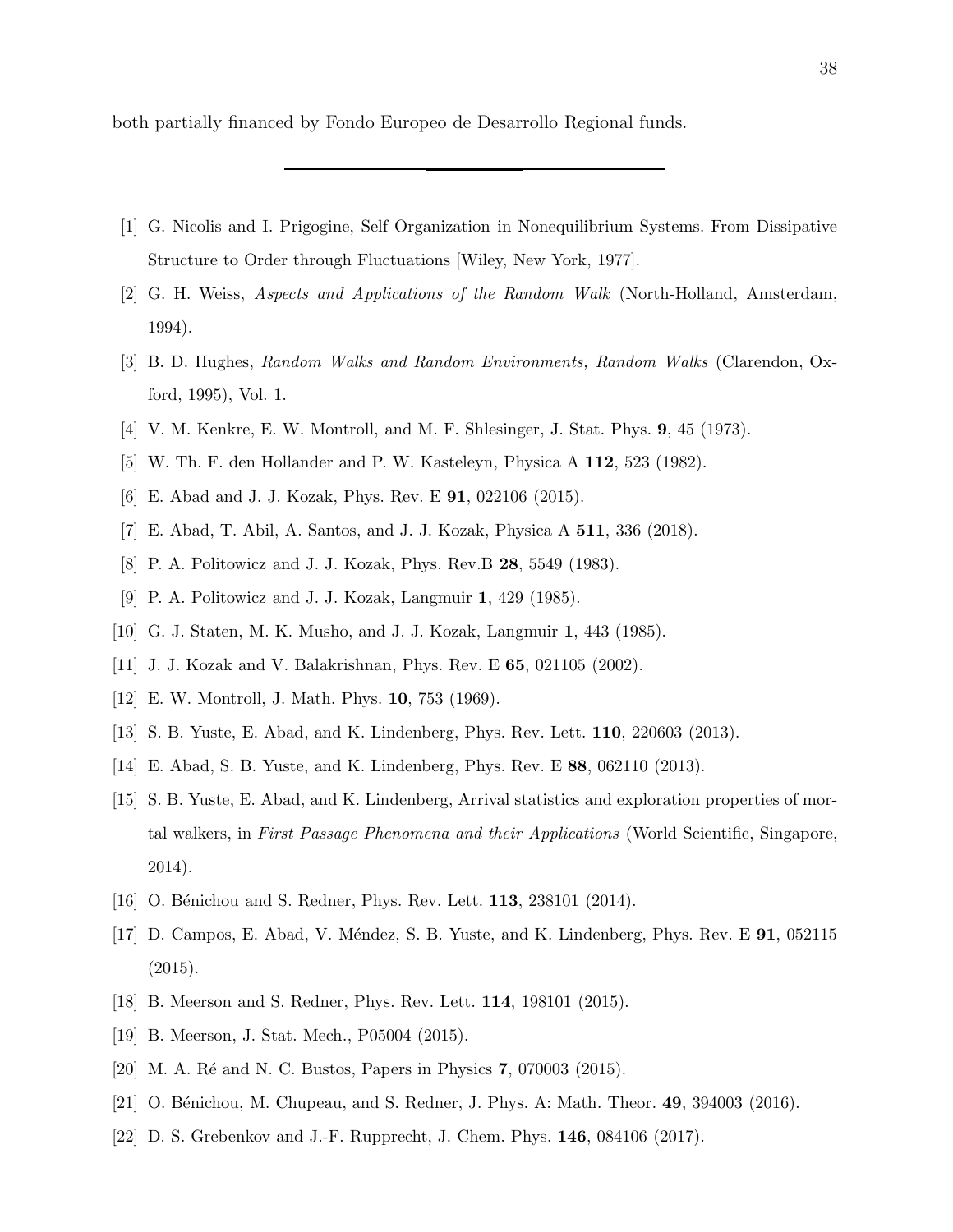both partially financed by Fondo Europeo de Desarrollo Regional funds.

---

[1] G. Nicolis and I. Prigogine, Self Organization in Nonequilibrium Systems. From Dissipative Structure to Order through Fluctuations [Wiley, New York, 1977].

[2] G. H. Weiss, *Aspects and Applications of the Random Walk* (North-Holland, Amsterdam, 1994).

[3] B. D. Hughes, *Random Walks and Random Environments, Random Walks* (Clarendon, Oxford, 1995), Vol. 1.

[4] V. M. Kenkre, E. W. Montroll, and M. F. Shlesinger, J. Stat. Phys. **9**, 45 (1973).

[5] W. Th. F. den Hollander and P. W. Kasteleyn, Physica A **112**, 523 (1982).

[6] E. Abad and J. J. Kozak, Phys. Rev. E **91**, 022106 (2015).

[7] E. Abad, T. Abil, A. Santos, and J. J. Kozak, Physica A **511**, 336 (2018).

[8] P. A. Politowicz and J. J. Kozak, Phys. Rev.B **28**, 5549 (1983).

[9] P. A. Politowicz and J. J. Kozak, Langmuir **1**, 429 (1985).

[10] G. J. Staten, M. K. Musho, and J. J. Kozak, Langmuir **1**, 443 (1985).

[11] J. J. Kozak and V. Balakrishnan, Phys. Rev. E **65**, 021105 (2002).

[12] E. W. Montroll, J. Math. Phys. **10**, 753 (1969).

[13] S. B. Yuste, E. Abad, and K. Lindenberg, Phys. Rev. Lett. **110**, 220603 (2013).

[14] E. Abad, S. B. Yuste, and K. Lindenberg, Phys. Rev. E **88**, 062110 (2013).

[15] S. B. Yuste, E. Abad, and K. Lindenberg, Arrival statistics and exploration properties of mortal walkers, in *First Passage Phenomena and their Applications* (World Scientific, Singapore, 2014).

[16] O. Bénichou and S. Redner, Phys. Rev. Lett. **113**, 238101 (2014).

[17] D. Campos, E. Abad, V. Méndez, S. B. Yuste, and K. Lindenberg, Phys. Rev. E **91**, 052115 (2015).

[18] B. Meerson and S. Redner, Phys. Rev. Lett. **114**, 198101 (2015).

[19] B. Meerson, J. Stat. Mech., P05004 (2015).

[20] M. A. Ré and N. C. Bustos, Papers in Physics **7**, 070003 (2015).

[21] O. Bénichou, M. Chupeau, and S. Redner, J. Phys. A: Math. Theor. **49**, 394003 (2016).

[22] D. S. Grebenkov and J.-F. Rupprecht, J. Chem. Phys. **146**, 084106 (2017).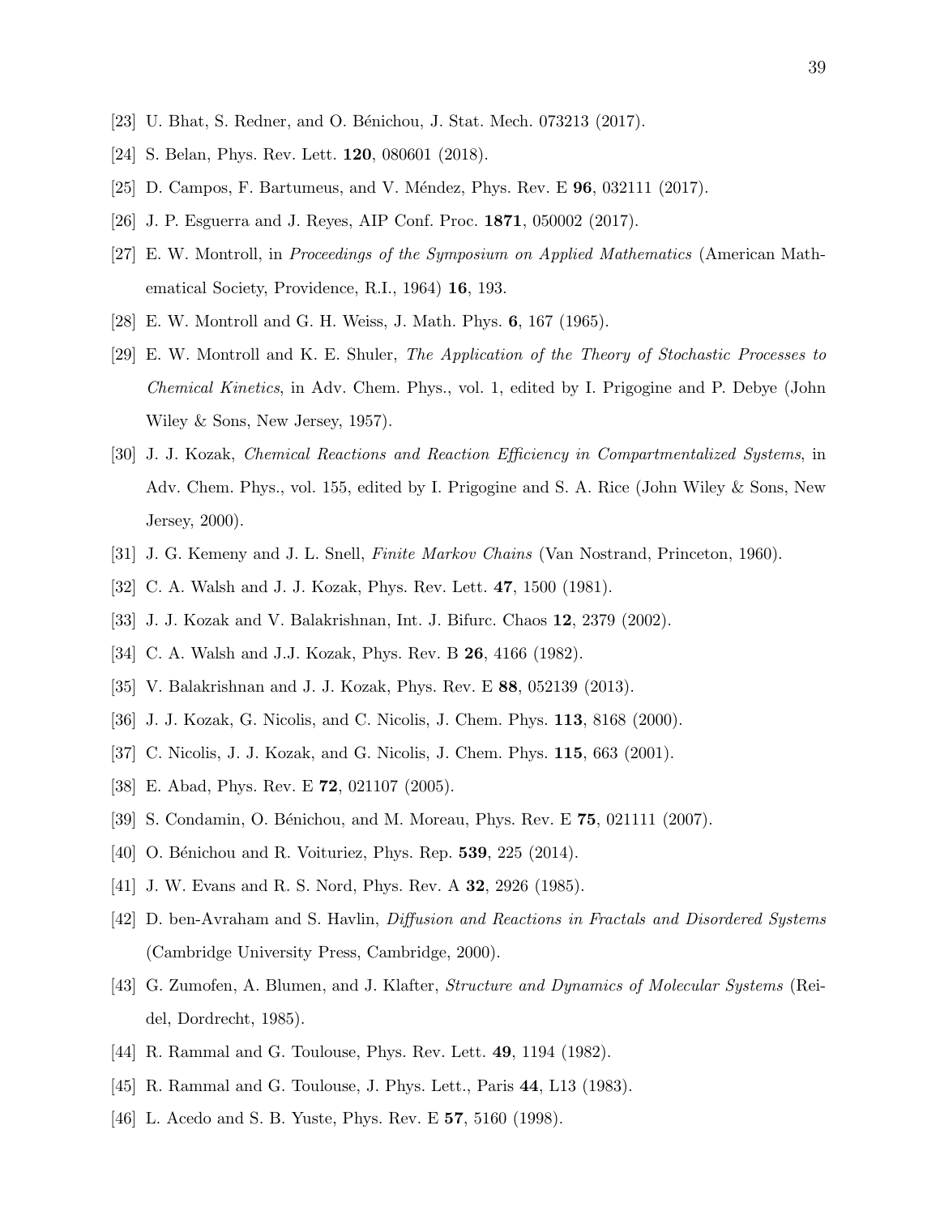[23] U. Bhat, S. Redner, and O. Bénichou, J. Stat. Mech. 073213 (2017).

[24] S. Belan, Phys. Rev. Lett. **120**, 080601 (2018).

[25] D. Campos, F. Bartumeus, and V. Méndez, Phys. Rev. E **96**, 032111 (2017).

[26] J. P. Esguerra and J. Reyes, AIP Conf. Proc. **1871**, 050002 (2017).

[27] E. W. Montroll, in *Proceedings of the Symposium on Applied Mathematics* (American Mathematical Society, Providence, R.I., 1964) **16**, 193.

[28] E. W. Montroll and G. H. Weiss, J. Math. Phys. **6**, 167 (1965).

[29] E. W. Montroll and K. E. Shuler, *The Application of the Theory of Stochastic Processes to Chemical Kinetics*, in Adv. Chem. Phys., vol. 1, edited by I. Prigogine and P. Debye (John Wiley & Sons, New Jersey, 1957).

[30] J. J. Kozak, *Chemical Reactions and Reaction Efficiency in Compartmentalized Systems*, in Adv. Chem. Phys., vol. 155, edited by I. Prigogine and S. A. Rice (John Wiley & Sons, New Jersey, 2000).

[31] J. G. Kemeny and J. L. Snell, *Finite Markov Chains* (Van Nostrand, Princeton, 1960).

[32] C. A. Walsh and J. J. Kozak, Phys. Rev. Lett. **47**, 1500 (1981).

[33] J. J. Kozak and V. Balakrishnan, Int. J. Bifurc. Chaos **12**, 2379 (2002).

[34] C. A. Walsh and J.J. Kozak, Phys. Rev. B **26**, 4166 (1982).

[35] V. Balakrishnan and J. J. Kozak, Phys. Rev. E **88**, 052139 (2013).

[36] J. J. Kozak, G. Nicolis, and C. Nicolis, J. Chem. Phys. **113**, 8168 (2000).

[37] C. Nicolis, J. J. Kozak, and G. Nicolis, J. Chem. Phys. **115**, 663 (2001).

[38] E. Abad, Phys. Rev. E **72**, 021107 (2005).

[39] S. Condamin, O. Bénichou, and M. Moreau, Phys. Rev. E **75**, 021111 (2007).

[40] O. Bénichou and R. Voituriez, Phys. Rep. **539**, 225 (2014).

[41] J. W. Evans and R. S. Nord, Phys. Rev. A **32**, 2926 (1985).

[42] D. ben-Avraham and S. Havlin, *Diffusion and Reactions in Fractals and Disordered Systems* (Cambridge University Press, Cambridge, 2000).

[43] G. Zumofen, A. Blumen, and J. Klafter, *Structure and Dynamics of Molecular Systems* (Reidel, Dordrecht, 1985).

[44] R. Rammal and G. Toulouse, Phys. Rev. Lett. **49**, 1194 (1982).

[45] R. Rammal and G. Toulouse, J. Phys. Lett., Paris **44**, L13 (1983).

[46] L. Acedo and S. B. Yuste, Phys. Rev. E **57**, 5160 (1998).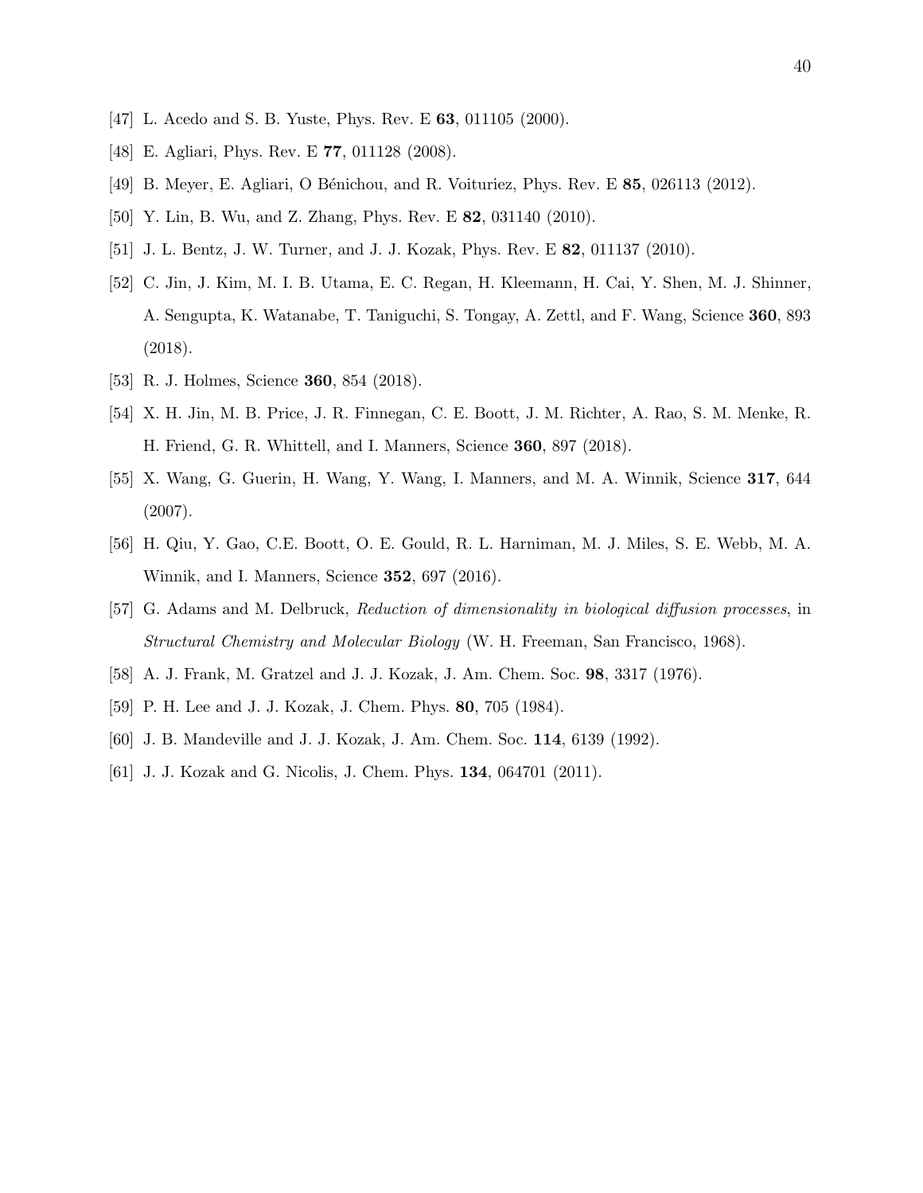[47] L. Acedo and S. B. Yuste, Phys. Rev. E **63**, 011105 (2000).

[48] E. Agliari, Phys. Rev. E **77**, 011128 (2008).

[49] B. Meyer, E. Agliari, O Bénichou, and R. Voituriez, Phys. Rev. E **85**, 026113 (2012).

[50] Y. Lin, B. Wu, and Z. Zhang, Phys. Rev. E **82**, 031140 (2010).

[51] J. L. Bentz, J. W. Turner, and J. J. Kozak, Phys. Rev. E **82**, 011137 (2010).

[52] C. Jin, J. Kim, M. I. B. Utama, E. C. Regan, H. Kleemann, H. Cai, Y. Shen, M. J. Shinner, A. Sengupta, K. Watanabe, T. Taniguchi, S. Tongay, A. Zettl, and F. Wang, Science **360**, 893 (2018).

[53] R. J. Holmes, Science **360**, 854 (2018).

[54] X. H. Jin, M. B. Price, J. R. Finnegan, C. E. Boott, J. M. Richter, A. Rao, S. M. Menke, R. H. Friend, G. R. Whittell, and I. Manners, Science **360**, 897 (2018).

[55] X. Wang, G. Guerin, H. Wang, Y. Wang, I. Manners, and M. A. Winnik, Science **317**, 644 (2007).

[56] H. Qiu, Y. Gao, C.E. Boott, O. E. Gould, R. L. Harniman, M. J. Miles, S. E. Webb, M. A. Winnik, and I. Manners, Science **352**, 697 (2016).

[57] G. Adams and M. Delbruck, *Reduction of dimensionality in biological diffusion processes*, in *Structural Chemistry and Molecular Biology* (W. H. Freeman, San Francisco, 1968).

[58] A. J. Frank, M. Gratzel and J. J. Kozak, J. Am. Chem. Soc. **98**, 3317 (1976).

[59] P. H. Lee and J. J. Kozak, J. Chem. Phys. **80**, 705 (1984).

[60] J. B. Mandeville and J. J. Kozak, J. Am. Chem. Soc. **114**, 6139 (1992).

[61] J. J. Kozak and G. Nicolis, J. Chem. Phys. **134**, 064701 (2011).